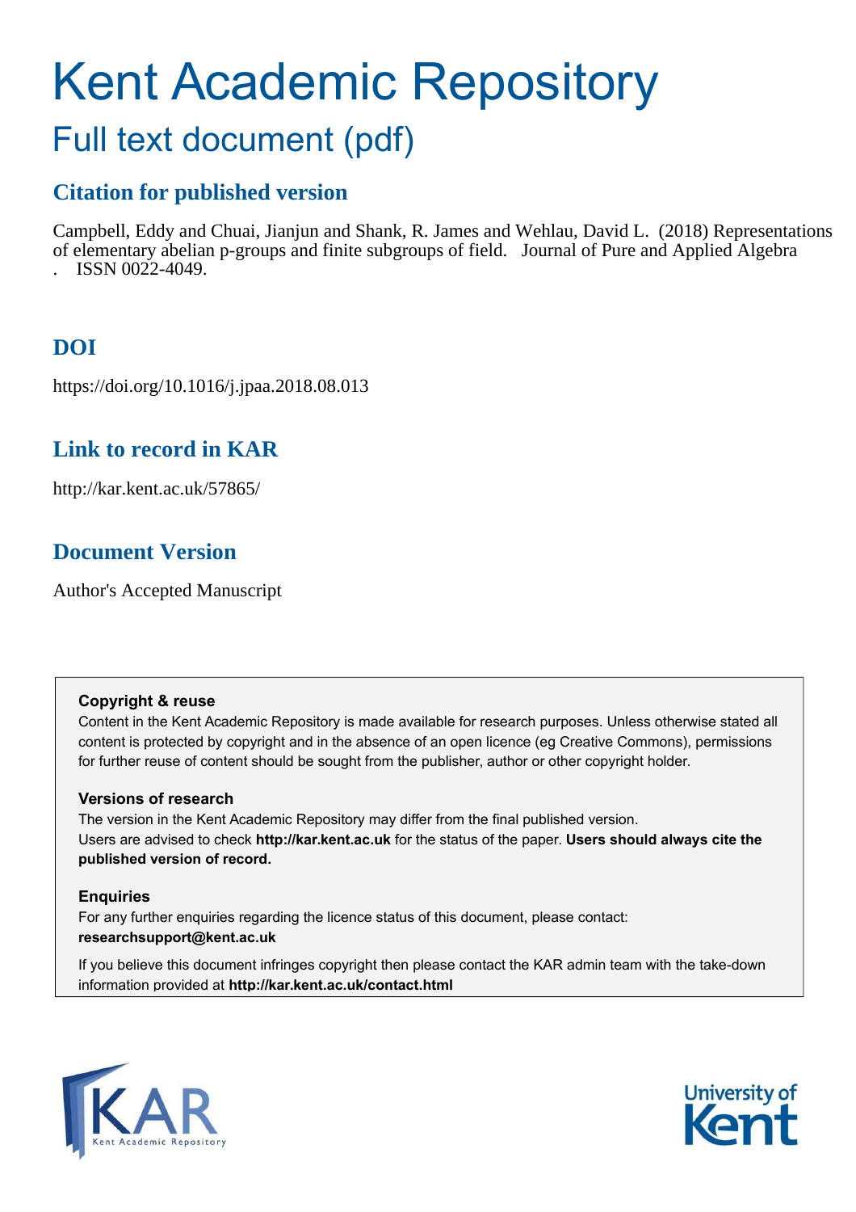# Kent Academic Repository

## Full text document (pdf)

### Citation for published version

Campbell, Eddy and Chuai, Jianjun and Shank, R. James and Wehlau, David L. (2018) Representations of elementary abelian p-groups and finite subgroups of field. Journal of Pure and Applied Algebra . ISSN 0022-4049.

### DOI

https://doi.org/10.1016/j.jpaa.2018.08.013

### Link to record in KAR

http://kar.kent.ac.uk/57865/

### Document Version

Author's Accepted Manuscript

**Copyright & reuse**

Content in the Kent Academic Repository is made available for research purposes. Unless otherwise stated all content is protected by copyright and in the absence of an open licence (eg Creative Commons), permissions for further reuse of content should be sought from the publisher, author or other copyright holder.

**Versions of research**

The version in the Kent Academic Repository may differ from the final published version. Users are advised to check **http://kar.kent.ac.uk** for the status of the paper. **Users should always cite the published version of record.**

**Enquiries**

For any further enquiries regarding the licence status of this document, please contact: **researchsupport@kent.ac.uk**

If you believe this document infringes copyright then please contact the KAR admin team with the take-down information provided at **http://kar.kent.ac.uk/contact.html**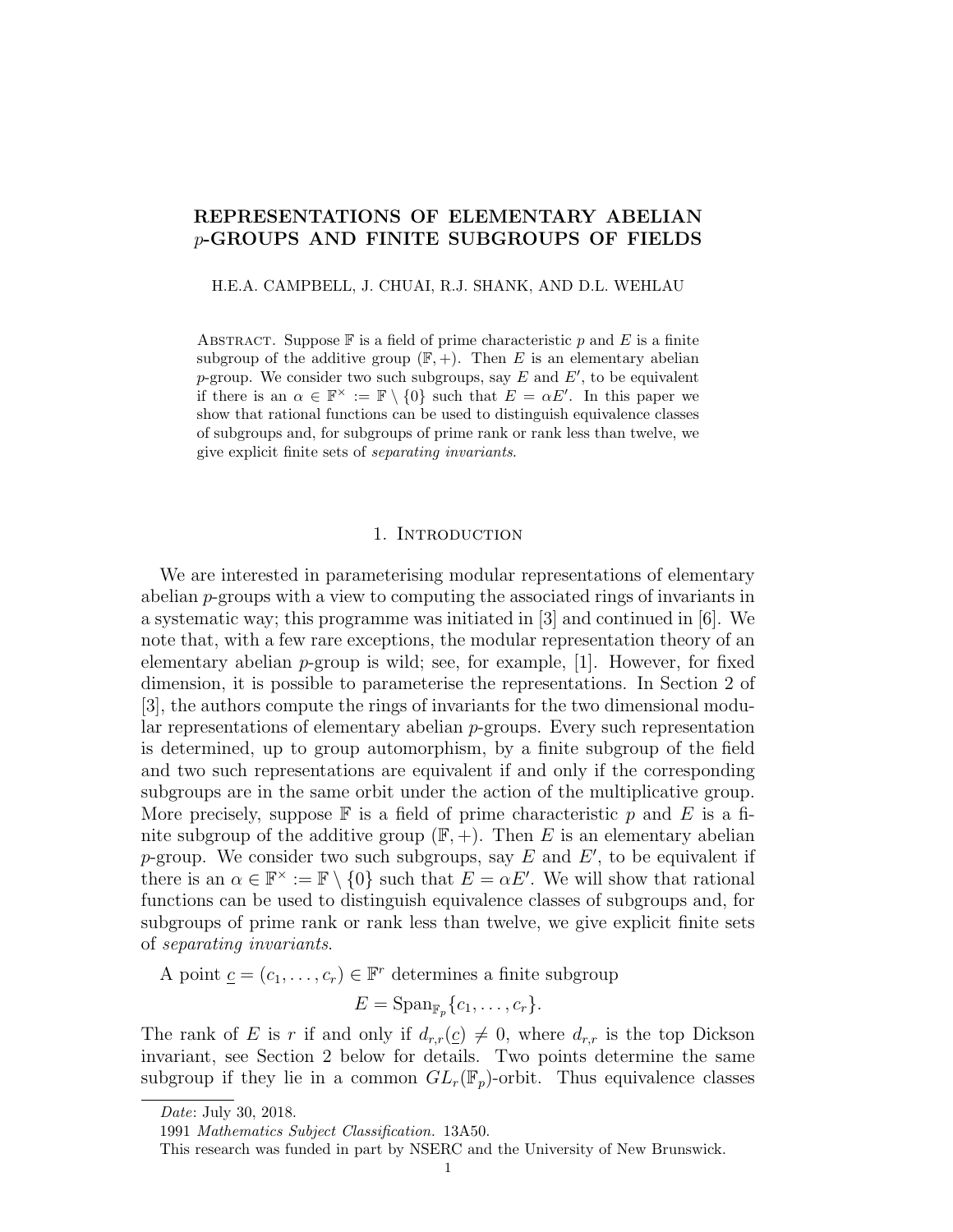# REPRESENTATIONS OF ELEMENTARY ABELIAN $p$-GROUPS AND FINITE SUBGROUPS OF FIELDS

H.E.A. CAMPBELL, J. CHUAI, R.J. SHANK, AND D.L. WEHLAU

Abstract. Suppose $\mathbb{F}$ is a field of prime characteristic $p$ and $E$ is a finite subgroup of the additive group $(\mathbb{F}, +)$. Then $E$ is an elementary abelian $p$-group. We consider two such subgroups, say $E$ and $E'$, to be equivalent if there is an $\alpha \in \mathbb{F}^{\times} := \mathbb{F} \setminus \{0\}$ such that $E = \alpha E'$. In this paper we show that rational functions can be used to distinguish equivalence classes of subgroups and, for subgroups of prime rank or rank less than twelve, we give explicit finite sets of *separating invariants*.

## 1. Introduction

We are interested in parameterising modular representations of elementary abelian $p$-groups with a view to computing the associated rings of invariants in a systematic way; this programme was initiated in [3] and continued in [6]. We note that, with a few rare exceptions, the modular representation theory of an elementary abelian $p$-group is wild; see, for example, [1]. However, for fixed dimension, it is possible to parameterise the representations. In Section 2 of [3], the authors compute the rings of invariants for the two dimensional modular representations of elementary abelian $p$-groups. Every such representation is determined, up to group automorphism, by a finite subgroup of the field and two such representations are equivalent if and only if the corresponding subgroups are in the same orbit under the action of the multiplicative group. More precisely, suppose $\mathbb{F}$ is a field of prime characteristic $p$ and $E$ is a finite subgroup of the additive group $(\mathbb{F}, +)$. Then $E$ is an elementary abelian $p$-group. We consider two such subgroups, say $E$ and $E'$, to be equivalent if there is an $\alpha \in \mathbb{F}^{\times} := \mathbb{F} \setminus \{0\}$ such that $E = \alpha E'$. We will show that rational functions can be used to distinguish equivalence classes of subgroups and, for subgroups of prime rank or rank less than twelve, we give explicit finite sets of *separating invariants*.

A point $\underline{c} = (c_1, \ldots, c_r) \in \mathbb{F}^r$ determines a finite subgroup

$$E = \mathrm{Span}_{\mathbb{F}_p}\{c_1, \ldots, c_r\}.$$

The rank of $E$ is $r$ if and only if $d_{r,r}(\underline{c}) \neq 0$, where $d_{r,r}$ is the top Dickson invariant, see Section 2 below for details. Two points determine the same subgroup if they lie in a common $GL_r(\mathbb{F}_p)$-orbit. Thus equivalence classes

*Date*: July 30, 2018.

1991 *Mathematics Subject Classification.* 13A50.

This research was funded in part by NSERC and the University of New Brunswick.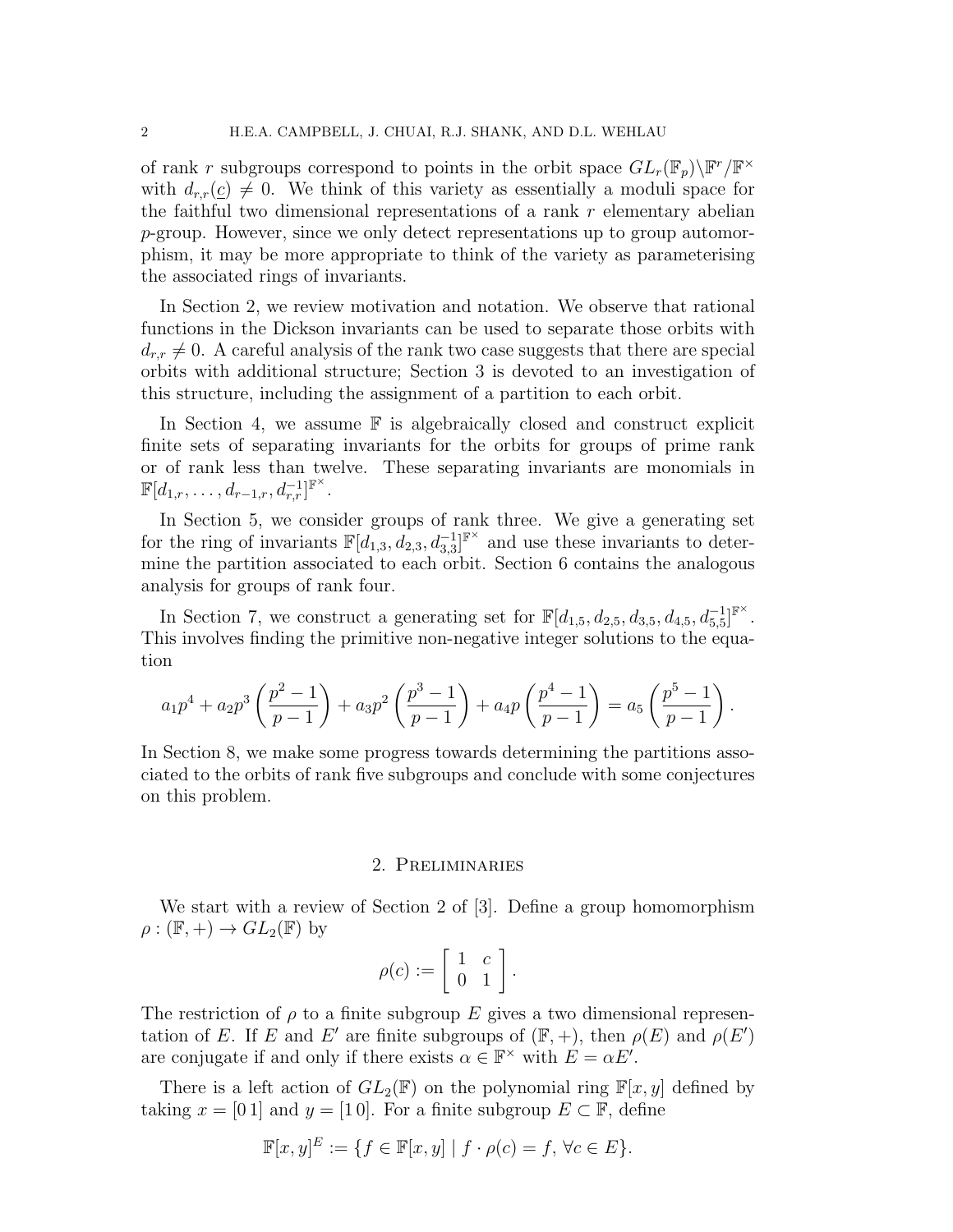of rank $r$ subgroups correspond to points in the orbit space $GL_r(\mathbb{F}_p)\backslash\mathbb{F}^r/\mathbb{F}^\times$ with $d_{r,r}(\underline{c}) \neq 0$. We think of this variety as essentially a moduli space for the faithful two dimensional representations of a rank $r$ elementary abelian $p$-group. However, since we only detect representations up to group automorphism, it may be more appropriate to think of the variety as parameterising the associated rings of invariants.

In Section 2, we review motivation and notation. We observe that rational functions in the Dickson invariants can be used to separate those orbits with $d_{r,r} \neq 0$. A careful analysis of the rank two case suggests that there are special orbits with additional structure; Section 3 is devoted to an investigation of this structure, including the assignment of a partition to each orbit.

In Section 4, we assume $\mathbb{F}$ is algebraically closed and construct explicit finite sets of separating invariants for the orbits for groups of prime rank or of rank less than twelve. These separating invariants are monomials in $\mathbb{F}[d_{1,r}, \ldots, d_{r-1,r}, d_{r,r}^{-1}]^{\mathbb{F}^\times}$.

In Section 5, we consider groups of rank three. We give a generating set for the ring of invariants $\mathbb{F}[d_{1,3}, d_{2,3}, d_{3,3}^{-1}]^{\mathbb{F}^\times}$ and use these invariants to determine the partition associated to each orbit. Section 6 contains the analogous analysis for groups of rank four.

In Section 7, we construct a generating set for $\mathbb{F}[d_{1,5}, d_{2,5}, d_{3,5}, d_{4,5}, d_{5,5}^{-1}]^{\mathbb{F}^\times}$. This involves finding the primitive non-negative integer solutions to the equation

$$a_1p^4 + a_2p^3\left(\frac{p^2-1}{p-1}\right) + a_3p^2\left(\frac{p^3-1}{p-1}\right) + a_4p\left(\frac{p^4-1}{p-1}\right) = a_5\left(\frac{p^5-1}{p-1}\right).$$

In Section 8, we make some progress towards determining the partitions associated to the orbits of rank five subgroups and conclude with some conjectures on this problem.

## 2. Preliminaries

We start with a review of Section 2 of [3]. Define a group homomorphism $\rho : (\mathbb{F}, +) \to GL_2(\mathbb{F})$ by

$$\rho(c) := \begin{bmatrix} 1 & c \\ 0 & 1 \end{bmatrix}.$$

The restriction of $\rho$ to a finite subgroup $E$ gives a two dimensional representation of $E$. If $E$ and $E'$ are finite subgroups of $(\mathbb{F}, +)$, then $\rho(E)$ and $\rho(E')$ are conjugate if and only if there exists $\alpha \in \mathbb{F}^\times$ with $E = \alpha E'$.

There is a left action of $GL_2(\mathbb{F})$ on the polynomial ring $\mathbb{F}[x, y]$ defined by taking $x = [0\,1]$ and $y = [1\,0]$. For a finite subgroup $E \subset \mathbb{F}$, define

$$\mathbb{F}[x, y]^E := \{f \in \mathbb{F}[x, y] \mid f \cdot \rho(c) = f, \forall c \in E\}.$$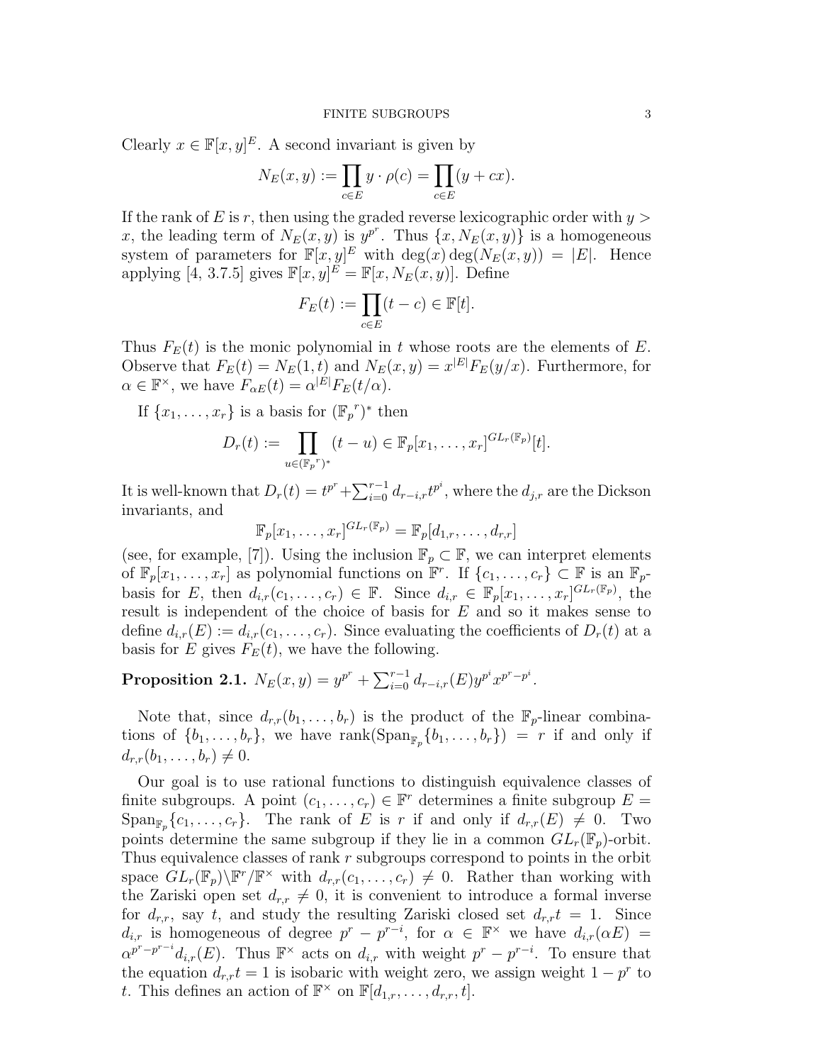Clearly $x \in \mathbb{F}[x,y]^E$. A second invariant is given by

$$N_E(x,y) := \prod_{c\in E} y \cdot \rho(c) = \prod_{c \in E}(y+cx).$$

If the rank of $E$ is $r$, then using the graded reverse lexicographic order with $y > x$, the leading term of $N_E(x,y)$ is $y^{p^r}$. Thus $\{x, N_E(x,y)\}$ is a homogeneous system of parameters for $\mathbb{F}[x,y]^E$ with $\deg(x)\deg(N_E(x,y)) = |E|$. Hence applying [4, 3.7.5] gives $\mathbb{F}[x,y]^E = \mathbb{F}[x, N_E(x,y)]$. Define

$$F_E(t) := \prod_{c\in E}(t-c) \in \mathbb{F}[t].$$

Thus $F_E(t)$ is the monic polynomial in $t$ whose roots are the elements of $E$. Observe that $F_E(t) = N_E(1,t)$ and $N_E(x,y) = x^{|E|}F_E(y/x)$. Furthermore, for $\alpha \in \mathbb{F}^\times$, we have $F_{\alpha E}(t) = \alpha^{|E|}F_E(t/\alpha)$.

If $\{x_1,\ldots,x_r\}$ is a basis for $({\mathbb{F}_p}^r)^*$ then

$$D_r(t) := \prod_{u \in ({\mathbb{F}_p}^r)^*}(t-u) \in \mathbb{F}_p[x_1,\ldots,x_r]^{GL_r(\mathbb{F}_p)}[t].$$

It is well-known that $D_r(t) = t^{p^r} + \sum_{i=0}^{r-1} d_{r-i,r}t^{p^i}$, where the $d_{j,r}$ are the Dickson invariants, and

$$\mathbb{F}_p[x_1,\ldots,x_r]^{GL_r(\mathbb{F}_p)} = \mathbb{F}_p[d_{1,r},\ldots,d_{r,r}]$$

(see, for example, [7]). Using the inclusion $\mathbb{F}_p \subset \mathbb{F}$, we can interpret elements of $\mathbb{F}_p[x_1,\ldots,x_r]$ as polynomial functions on $\mathbb{F}^r$. If $\{c_1,\ldots,c_r\} \subset \mathbb{F}$ is an $\mathbb{F}_p$-basis for $E$, then $d_{i,r}(c_1,\ldots,c_r) \in \mathbb{F}$. Since $d_{i,r} \in \mathbb{F}_p[x_1,\ldots,x_r]^{GL_r(\mathbb{F}_p)}$, the result is independent of the choice of basis for $E$ and so it makes sense to define $d_{i,r}(E) := d_{i,r}(c_1,\ldots,c_r)$. Since evaluating the coefficients of $D_r(t)$ at a basis for $E$ gives $F_E(t)$, we have the following.

**Proposition 2.1.** $N_E(x,y) = y^{p^r} + \sum_{i=0}^{r-1} d_{r-i,r}(E)y^{p^i}x^{p^r-p^i}$.

Note that, since $d_{r,r}(b_1,\ldots,b_r)$ is the product of the $\mathbb{F}_p$-linear combinations of $\{b_1,\ldots,b_r\}$, we have $\operatorname{rank}(\operatorname{Span}_{\mathbb{F}_p}\{b_1,\ldots,b_r\}) = r$ if and only if $d_{r,r}(b_1,\ldots,b_r) \neq 0$.

Our goal is to use rational functions to distinguish equivalence classes of finite subgroups. A point $(c_1,\ldots,c_r) \in \mathbb{F}^r$ determines a finite subgroup $E = \operatorname{Span}_{\mathbb{F}_p}\{c_1,\ldots,c_r\}$. The rank of $E$ is $r$ if and only if $d_{r,r}(E) \neq 0$. Two points determine the same subgroup if they lie in a common $GL_r(\mathbb{F}_p)$-orbit. Thus equivalence classes of rank $r$ subgroups correspond to points in the orbit space $GL_r(\mathbb{F}_p)\backslash\mathbb{F}^r/\mathbb{F}^\times$ with $d_{r,r}(c_1,\ldots,c_r) \neq 0$. Rather than working with the Zariski open set $d_{r,r} \neq 0$, it is convenient to introduce a formal inverse for $d_{r,r}$, say $t$, and study the resulting Zariski closed set $d_{r,r}t = 1$. Since $d_{i,r}$ is homogeneous of degree $p^r - p^{r-i}$, for $\alpha \in \mathbb{F}^\times$ we have $d_{i,r}(\alpha E) = \alpha^{p^r-p^{r-i}}d_{i,r}(E)$. Thus $\mathbb{F}^\times$ acts on $d_{i,r}$ with weight $p^r - p^{r-i}$. To ensure that the equation $d_{r,r}t = 1$ is isobaric with weight zero, we assign weight $1 - p^r$ to $t$. This defines an action of $\mathbb{F}^\times$ on $\mathbb{F}[d_{1,r},\ldots,d_{r,r},t]$.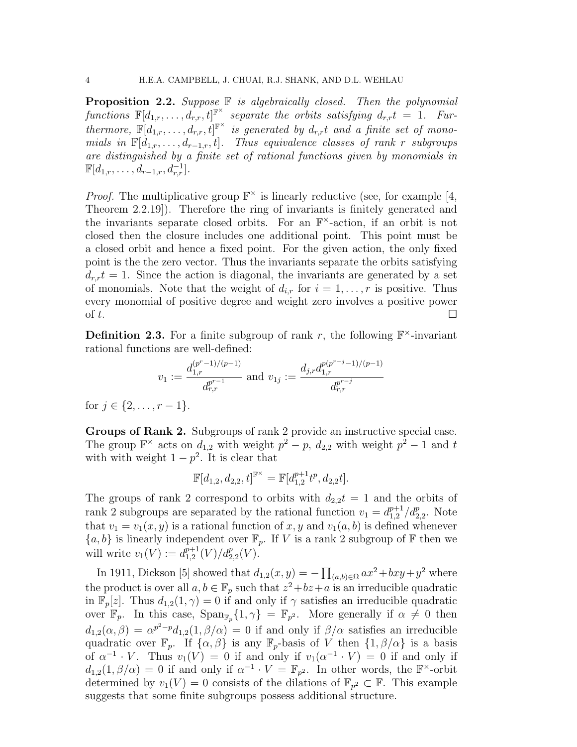**Proposition 2.2.** *Suppose $\mathbb{F}$ is algebraically closed. Then the polynomial functions $\mathbb{F}[d_{1,r},\ldots,d_{r,r},t]^{\mathbb{F}^\times}$ separate the orbits satisfying $d_{r,r}t = 1$. Furthermore, $\mathbb{F}[d_{1,r},\ldots,d_{r,r},t]^{\mathbb{F}^\times}$ is generated by $d_{r,r}t$ and a finite set of monomials in $\mathbb{F}[d_{1,r},\ldots,d_{r-1,r},t]$. Thus equivalence classes of rank $r$ subgroups are distinguished by a finite set of rational functions given by monomials in $\mathbb{F}[d_{1,r},\ldots,d_{r-1,r},d_{r,r}^{-1}]$.*

*Proof.* The multiplicative group $\mathbb{F}^\times$ is linearly reductive (see, for example [4, Theorem 2.2.19]). Therefore the ring of invariants is finitely generated and the invariants separate closed orbits. For an $\mathbb{F}^\times$-action, if an orbit is not closed then the closure includes one additional point. This point must be a closed orbit and hence a fixed point. For the given action, the only fixed point is the the zero vector. Thus the invariants separate the orbits satisfying $d_{r,r}t = 1$. Since the action is diagonal, the invariants are generated by a set of monomials. Note that the weight of $d_{i,r}$ for $i = 1,\ldots,r$ is positive. Thus every monomial of positive degree and weight zero involves a positive power of $t$. □

**Definition 2.3.** For a finite subgroup of rank $r$, the following $\mathbb{F}^\times$-invariant rational functions are well-defined:

$$v_1 := \frac{d_{1,r}^{(p^r-1)/(p-1)}}{d_{r,r}^{p^{r-1}}} \text{ and } v_{1j} := \frac{d_{j,r}d_{1,r}^{p(p^{r-j}-1)/(p-1)}}{d_{r,r}^{p^{r-j}}}$$

for $j \in \{2,\ldots,r-1\}$.

**Groups of Rank 2.** Subgroups of rank 2 provide an instructive special case. The group $\mathbb{F}^\times$ acts on $d_{1,2}$ with weight $p^2-p$, $d_{2,2}$ with weight $p^2-1$ and $t$ with with weight $1-p^2$. It is clear that

$$\mathbb{F}[d_{1,2},d_{2,2},t]^{\mathbb{F}^\times} = \mathbb{F}[d_{1,2}^{p+1}t^p, d_{2,2}t].$$

The groups of rank 2 correspond to orbits with $d_{2,2}t = 1$ and the orbits of rank 2 subgroups are separated by the rational function $v_1 = d_{1,2}^{p+1}/d_{2,2}^p$. Note that $v_1 = v_1(x,y)$ is a rational function of $x, y$ and $v_1(a,b)$ is defined whenever $\{a,b\}$ is linearly independent over $\mathbb{F}_p$. If $V$ is a rank 2 subgroup of $\mathbb{F}$ then we will write $v_1(V) := d_{1,2}^{p+1}(V)/d_{2,2}^p(V)$.

In 1911, Dickson [5] showed that $d_{1,2}(x,y) = -\prod_{(a,b)\in\Omega} ax^2+bxy+y^2$ where the product is over all $a,b \in \mathbb{F}_p$ such that $z^2+bz+a$ is an irreducible quadratic in $\mathbb{F}_p[z]$. Thus $d_{1,2}(1,\gamma) = 0$ if and only if $\gamma$ satisfies an irreducible quadratic over $\mathbb{F}_p$. In this case, $\mathrm{Span}_{\mathbb{F}_p}\{1,\gamma\} = \mathbb{F}_{p^2}$. More generally if $\alpha \neq 0$ then $d_{1,2}(\alpha,\beta) = \alpha^{p^2-p}d_{1,2}(1,\beta/\alpha) = 0$ if and only if $\beta/\alpha$ satisfies an irreducible quadratic over $\mathbb{F}_p$. If $\{\alpha,\beta\}$ is any $\mathbb{F}_p$-basis of $V$ then $\{1,\beta/\alpha\}$ is a basis of $\alpha^{-1}\cdot V$. Thus $v_1(V) = 0$ if and only if $v_1(\alpha^{-1}\cdot V) = 0$ if and only if $d_{1,2}(1,\beta/\alpha) = 0$ if and only if $\alpha^{-1}\cdot V = \mathbb{F}_{p^2}$. In other words, the $\mathbb{F}^\times$-orbit determined by $v_1(V) = 0$ consists of the dilations of $\mathbb{F}_{p^2} \subset \mathbb{F}$. This example suggests that some finite subgroups possess additional structure.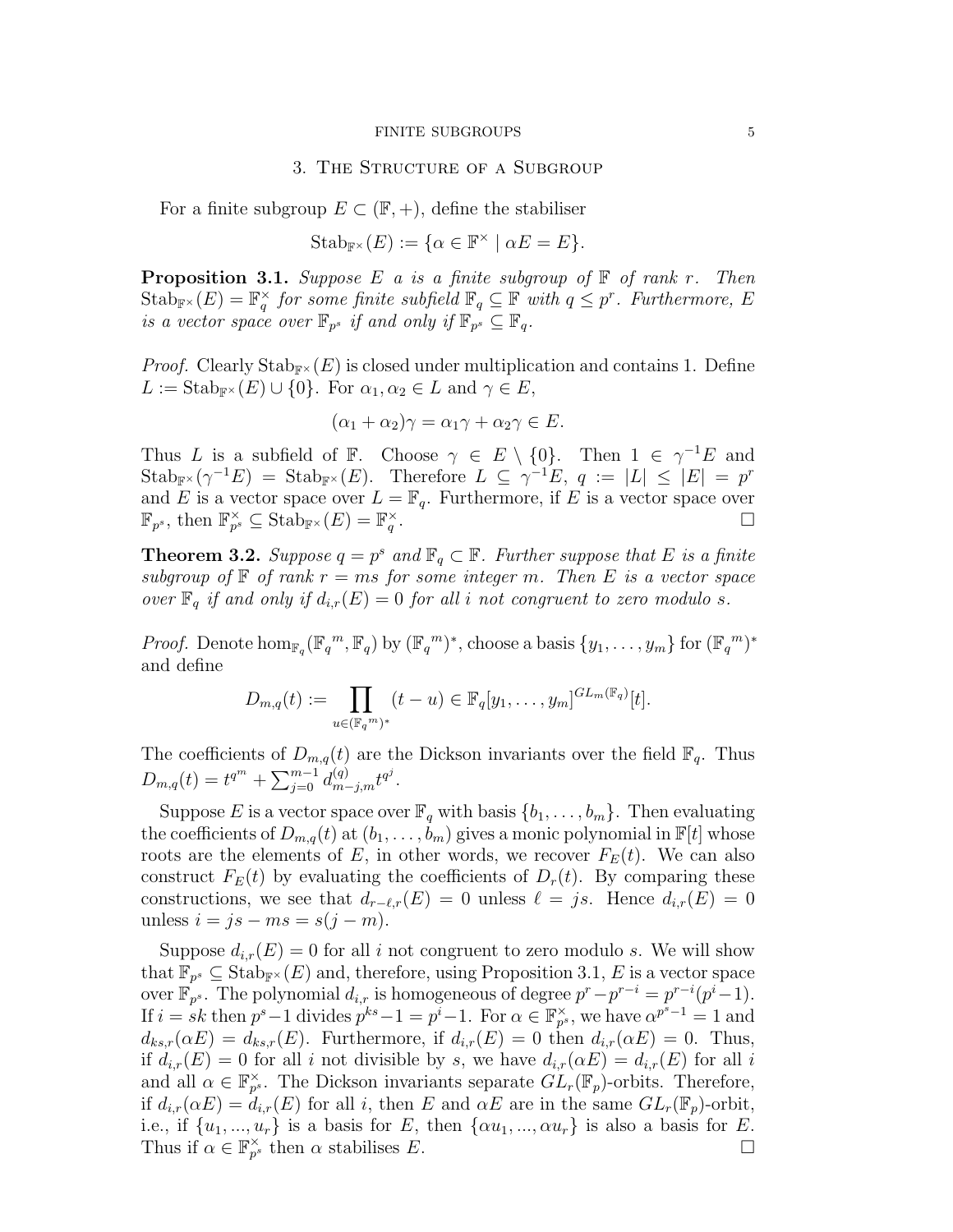## 3. The Structure of a Subgroup

For a finite subgroup $E \subset (\mathbb{F}, +)$, define the stabiliser

$$\mathrm{Stab}_{\mathbb{F}^\times}(E) := \{\alpha \in \mathbb{F}^\times \mid \alpha E = E\}.$$

**Proposition 3.1.** *Suppose $E$ a is a finite subgroup of $\mathbb{F}$ of rank $r$. Then $\mathrm{Stab}_{\mathbb{F}^\times}(E) = \mathbb{F}_q^\times$ for some finite subfield $\mathbb{F}_q \subseteq \mathbb{F}$ with $q \leq p^r$. Furthermore, $E$ is a vector space over $\mathbb{F}_{p^s}$ if and only if $\mathbb{F}_{p^s} \subseteq \mathbb{F}_q$.*

*Proof.* Clearly $\mathrm{Stab}_{\mathbb{F}^\times}(E)$ is closed under multiplication and contains 1. Define $L := \mathrm{Stab}_{\mathbb{F}^\times}(E) \cup \{0\}$. For $\alpha_1, \alpha_2 \in L$ and $\gamma \in E$,

$$(\alpha_1 + \alpha_2)\gamma = \alpha_1\gamma + \alpha_2\gamma \in E.$$

Thus $L$ is a subfield of $\mathbb{F}$. Choose $\gamma \in E \setminus \{0\}$. Then $1 \in \gamma^{-1}E$ and $\mathrm{Stab}_{\mathbb{F}^\times}(\gamma^{-1}E) = \mathrm{Stab}_{\mathbb{F}^\times}(E)$. Therefore $L \subseteq \gamma^{-1}E$, $q := |L| \leq |E| = p^r$ and $E$ is a vector space over $L = \mathbb{F}_q$. Furthermore, if $E$ is a vector space over $\mathbb{F}_{p^s}$, then $\mathbb{F}_{p^s}^\times \subseteq \mathrm{Stab}_{\mathbb{F}^\times}(E) = \mathbb{F}_q^\times$. $\square$

**Theorem 3.2.** *Suppose $q = p^s$ and $\mathbb{F}_q \subset \mathbb{F}$. Further suppose that $E$ is a finite subgroup of $\mathbb{F}$ of rank $r = ms$ for some integer $m$. Then $E$ is a vector space over $\mathbb{F}_q$ if and only if $d_{i,r}(E) = 0$ for all $i$ not congruent to zero modulo $s$.*

*Proof.* Denote $\hom_{\mathbb{F}_q}(\mathbb{F}_q{}^m, \mathbb{F}_q)$ by $(\mathbb{F}_q{}^m)^*$, choose a basis $\{y_1, \ldots, y_m\}$ for $(\mathbb{F}_q{}^m)^*$ and define

$$D_{m,q}(t) := \prod_{u \in (\mathbb{F}_q{}^m)^*} (t - u) \in \mathbb{F}_q[y_1, \ldots, y_m]^{GL_m(\mathbb{F}_q)}[t].$$

The coefficients of $D_{m,q}(t)$ are the Dickson invariants over the field $\mathbb{F}_q$. Thus $D_{m,q}(t) = t^{q^m} + \sum_{j=0}^{m-1} d_{m-j,m}^{(q)} t^{q^j}$.

Suppose $E$ is a vector space over $\mathbb{F}_q$ with basis $\{b_1, \ldots, b_m\}$. Then evaluating the coefficients of $D_{m,q}(t)$ at $(b_1, \ldots, b_m)$ gives a monic polynomial in $\mathbb{F}[t]$ whose roots are the elements of $E$, in other words, we recover $F_E(t)$. We can also construct $F_E(t)$ by evaluating the coefficients of $D_r(t)$. By comparing these constructions, we see that $d_{r-\ell,r}(E) = 0$ unless $\ell = js$. Hence $d_{i,r}(E) = 0$ unless $i = js - ms = s(j - m)$.

Suppose $d_{i,r}(E) = 0$ for all $i$ not congruent to zero modulo $s$. We will show that $\mathbb{F}_{p^s} \subseteq \mathrm{Stab}_{\mathbb{F}^\times}(E)$ and, therefore, using Proposition 3.1, $E$ is a vector space over $\mathbb{F}_{p^s}$. The polynomial $d_{i,r}$ is homogeneous of degree $p^r - p^{r-i} = p^{r-i}(p^i - 1)$. If $i = sk$ then $p^s - 1$ divides $p^{ks} - 1 = p^i - 1$. For $\alpha \in \mathbb{F}_{p^s}^\times$, we have $\alpha^{p^s - 1} = 1$ and $d_{ks,r}(\alpha E) = d_{ks,r}(E)$. Furthermore, if $d_{i,r}(E) = 0$ then $d_{i,r}(\alpha E) = 0$. Thus, if $d_{i,r}(E) = 0$ for all $i$ not divisible by $s$, we have $d_{i,r}(\alpha E) = d_{i,r}(E)$ for all $i$ and all $\alpha \in \mathbb{F}_{p^s}^\times$. The Dickson invariants separate $GL_r(\mathbb{F}_p)$-orbits. Therefore, if $d_{i,r}(\alpha E) = d_{i,r}(E)$ for all $i$, then $E$ and $\alpha E$ are in the same $GL_r(\mathbb{F}_p)$-orbit, i.e., if $\{u_1, ..., u_r\}$ is a basis for $E$, then $\{\alpha u_1, ..., \alpha u_r\}$ is also a basis for $E$. Thus if $\alpha \in \mathbb{F}_{p^s}^\times$ then $\alpha$ stabilises $E$. $\square$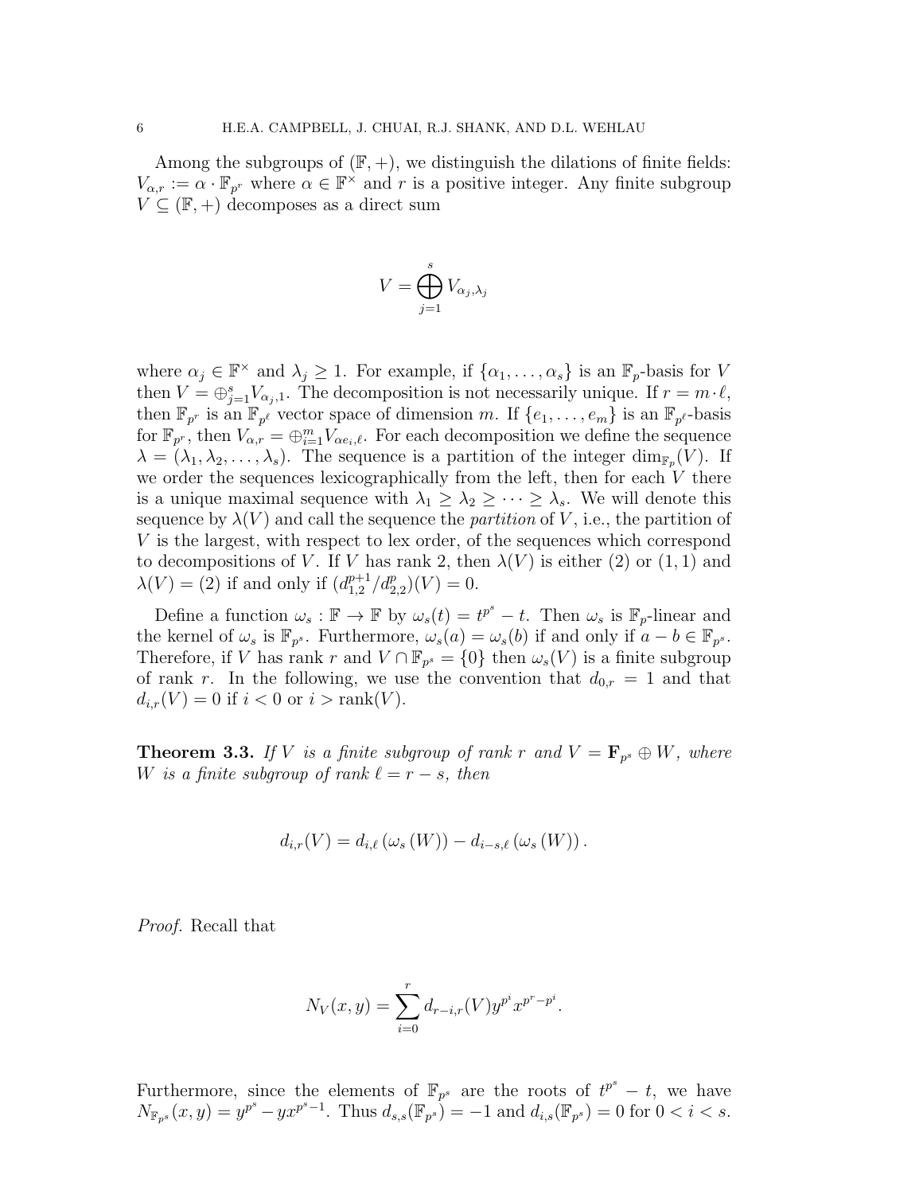Among the subgroups of $(\mathbb{F}, +)$, we distinguish the dilations of finite fields: $V_{\alpha,r} := \alpha \cdot \mathbb{F}_{p^r}$ where $\alpha \in \mathbb{F}^\times$ and $r$ is a positive integer. Any finite subgroup $V \subseteq (\mathbb{F}, +)$ decomposes as a direct sum

$$V = \bigoplus_{j=1}^{s} V_{\alpha_j,\lambda_j}$$

where $\alpha_j \in \mathbb{F}^\times$ and $\lambda_j \geq 1$. For example, if $\{\alpha_1, \ldots, \alpha_s\}$ is an $\mathbb{F}_p$-basis for $V$ then $V = \oplus_{j=1}^{s} V_{\alpha_j,1}$. The decomposition is not necessarily unique. If $r = m \cdot \ell$, then $\mathbb{F}_{p^r}$ is an $\mathbb{F}_{p^\ell}$ vector space of dimension $m$. If $\{e_1, \ldots, e_m\}$ is an $\mathbb{F}_{p^\ell}$-basis for $\mathbb{F}_{p^r}$, then $V_{\alpha,r} = \oplus_{i=1}^{m} V_{\alpha e_i,\ell}$. For each decomposition we define the sequence $\lambda = (\lambda_1, \lambda_2, \ldots, \lambda_s)$. The sequence is a partition of the integer $\dim_{\mathbb{F}_p}(V)$. If we order the sequences lexicographically from the left, then for each $V$ there is a unique maximal sequence with $\lambda_1 \geq \lambda_2 \geq \cdots \geq \lambda_s$. We will denote this sequence by $\lambda(V)$ and call the sequence the *partition* of $V$, i.e., the partition of $V$ is the largest, with respect to lex order, of the sequences which correspond to decompositions of $V$. If $V$ has rank 2, then $\lambda(V)$ is either $(2)$ or $(1, 1)$ and $\lambda(V) = (2)$ if and only if $(d_{1,2}^{p+1}/d_{2,2}^{p})(V) = 0$.

Define a function $\omega_s : \mathbb{F} \to \mathbb{F}$ by $\omega_s(t) = t^{p^s} - t$. Then $\omega_s$ is $\mathbb{F}_p$-linear and the kernel of $\omega_s$ is $\mathbb{F}_{p^s}$. Furthermore, $\omega_s(a) = \omega_s(b)$ if and only if $a - b \in \mathbb{F}_{p^s}$. Therefore, if $V$ has rank $r$ and $V \cap \mathbb{F}_{p^s} = \{0\}$ then $\omega_s(V)$ is a finite subgroup of rank $r$. In the following, we use the convention that $d_{0,r} = 1$ and that $d_{i,r}(V) = 0$ if $i < 0$ or $i > \operatorname{rank}(V)$.

**Theorem 3.3.** *If $V$ is a finite subgroup of rank $r$ and $V = \mathbf{F}_{p^s} \oplus W$, where $W$ is a finite subgroup of rank $\ell = r - s$, then*

$$d_{i,r}(V) = d_{i,\ell}\left(\omega_s\left(W\right)\right) - d_{i-s,\ell}\left(\omega_s\left(W\right)\right).$$

*Proof.* Recall that

$$N_V(x, y) = \sum_{i=0}^{r} d_{r-i,r}(V) y^{p^i} x^{p^r - p^i}.$$

Furthermore, since the elements of $\mathbb{F}_{p^s}$ are the roots of $t^{p^s} - t$, we have $N_{\mathbb{F}_{p^s}}(x, y) = y^{p^s} - yx^{p^s - 1}$. Thus $d_{s,s}(\mathbb{F}_{p^s}) = -1$ and $d_{i,s}(\mathbb{F}_{p^s}) = 0$ for $0 < i < s$.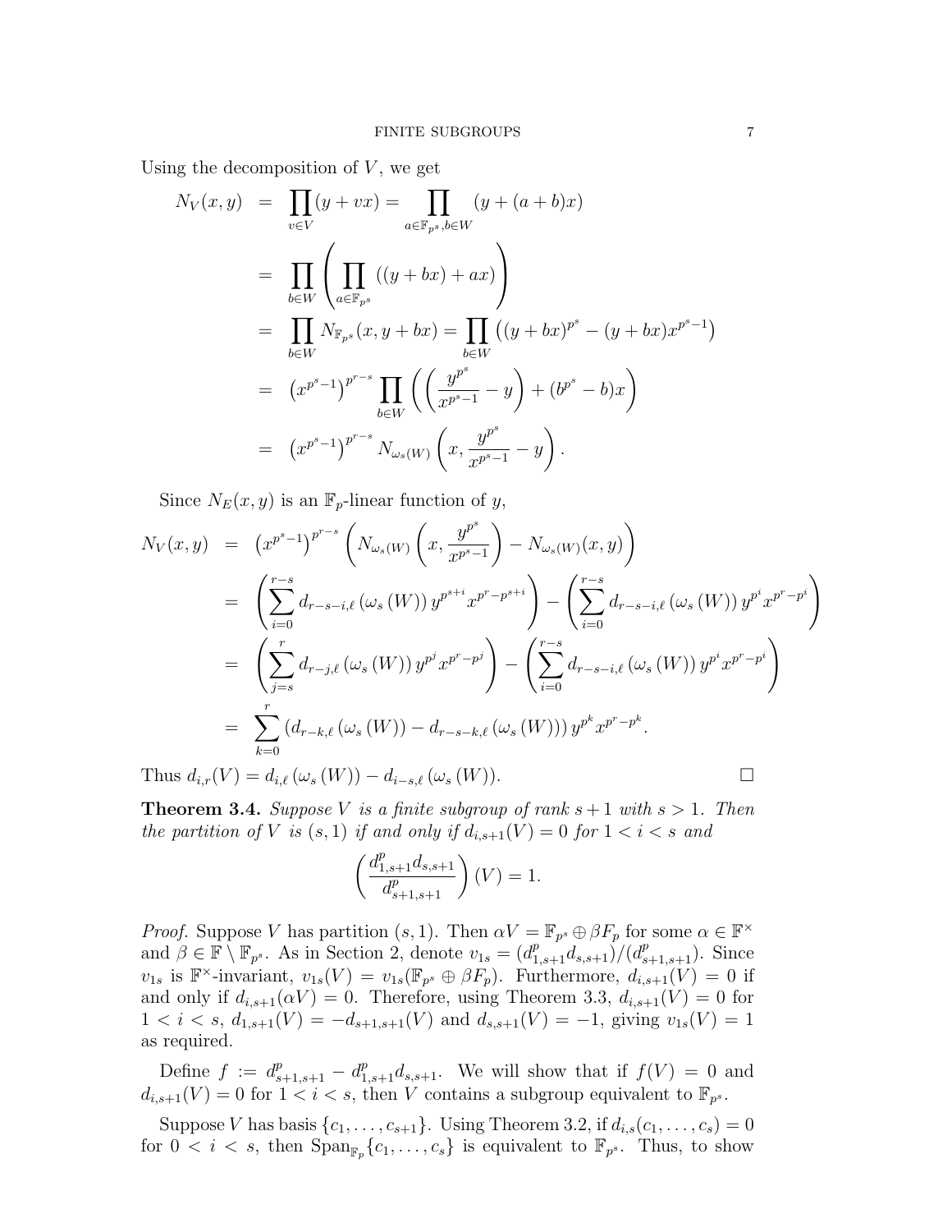Using the decomposition of $V$, we get

$$
\begin{aligned}
N_V(x,y) &= \prod_{v\in V}(y+vx) = \prod_{a\in\mathbb{F}_{p^s}, b\in W}(y+(a+b)x) \\
&= \prod_{b\in W}\left(\prod_{a\in\mathbb{F}_{p^s}}((y+bx)+ax)\right) \\
&= \prod_{b\in W} N_{\mathbb{F}_{p^s}}(x, y+bx) = \prod_{b\in W}\left((y+bx)^{p^s} - (y+bx)x^{p^s-1}\right) \\
&= \left(x^{p^s-1}\right)^{p^{r-s}} \prod_{b\in W}\left(\left(\frac{y^{p^s}}{x^{p^s-1}} - y\right) + (b^{p^s}-b)x\right) \\
&= \left(x^{p^s-1}\right)^{p^{r-s}} N_{\omega_s(W)}\left(x, \frac{y^{p^s}}{x^{p^s-1}} - y\right).
\end{aligned}
$$

Since $N_E(x,y)$ is an $\mathbb{F}_p$-linear function of $y$,

$$
\begin{aligned}
N_V(x,y) &= \left(x^{p^s-1}\right)^{p^{r-s}}\left(N_{\omega_s(W)}\left(x, \frac{y^{p^s}}{x^{p^s-1}}\right) - N_{\omega_s(W)}(x,y)\right) \\
&= \left(\sum_{i=0}^{r-s} d_{r-s-i,\ell}\left(\omega_s\left(W\right)\right) y^{p^{s+i}} x^{p^r - p^{s+i}}\right) - \left(\sum_{i=0}^{r-s} d_{r-s-i,\ell}\left(\omega_s\left(W\right)\right) y^{p^i} x^{p^r-p^i}\right) \\
&= \left(\sum_{j=s}^{r} d_{r-j,\ell}\left(\omega_s\left(W\right)\right) y^{p^j} x^{p^r-p^j}\right) - \left(\sum_{i=0}^{r-s} d_{r-s-i,\ell}\left(\omega_s\left(W\right)\right) y^{p^i} x^{p^r-p^i}\right) \\
&= \sum_{k=0}^{r}\left(d_{r-k,\ell}\left(\omega_s\left(W\right)\right) - d_{r-s-k,\ell}\left(\omega_s\left(W\right)\right)\right) y^{p^k} x^{p^r-p^k}.
\end{aligned}
$$

Thus $d_{i,r}(V) = d_{i,\ell}\left(\omega_s\left(W\right)\right) - d_{i-s,\ell}\left(\omega_s\left(W\right)\right)$. □

**Theorem 3.4.** *Suppose $V$ is a finite subgroup of rank $s+1$ with $s>1$. Then the partition of $V$ is $(s,1)$ if and only if $d_{i,s+1}(V) = 0$ for $1<i<s$ and*

$$
\left(\frac{d_{1,s+1}^p d_{s,s+1}}{d_{s+1,s+1}^p}\right)(V) = 1.
$$

*Proof.* Suppose $V$ has partition $(s,1)$. Then $\alpha V = \mathbb{F}_{p^s} \oplus \beta F_p$ for some $\alpha \in \mathbb{F}^\times$ and $\beta \in \mathbb{F}\setminus\mathbb{F}_{p^s}$. As in Section 2, denote $v_{1s} = (d_{1,s+1}^p d_{s,s+1})/(d_{s+1,s+1}^p)$. Since $v_{1s}$ is $\mathbb{F}^\times$-invariant, $v_{1s}(V) = v_{1s}(\mathbb{F}_{p^s} \oplus \beta F_p)$. Furthermore, $d_{i,s+1}(V) = 0$ if and only if $d_{i,s+1}(\alpha V) = 0$. Therefore, using Theorem 3.3, $d_{i,s+1}(V) = 0$ for $1<i<s$, $d_{1,s+1}(V) = -d_{s+1,s+1}(V)$ and $d_{s,s+1}(V) = -1$, giving $v_{1s}(V) = 1$ as required.

Define $f := d_{s+1,s+1}^p - d_{1,s+1}^p d_{s,s+1}$. We will show that if $f(V) = 0$ and $d_{i,s+1}(V) = 0$ for $1<i<s$, then $V$ contains a subgroup equivalent to $\mathbb{F}_{p^s}$.

Suppose $V$ has basis $\{c_1,\ldots,c_{s+1}\}$. Using Theorem 3.2, if $d_{i,s}(c_1,\ldots,c_s) = 0$ for $0<i<s$, then $\mathrm{Span}_{\mathbb{F}_p}\{c_1,\ldots,c_s\}$ is equivalent to $\mathbb{F}_{p^s}$. Thus, to show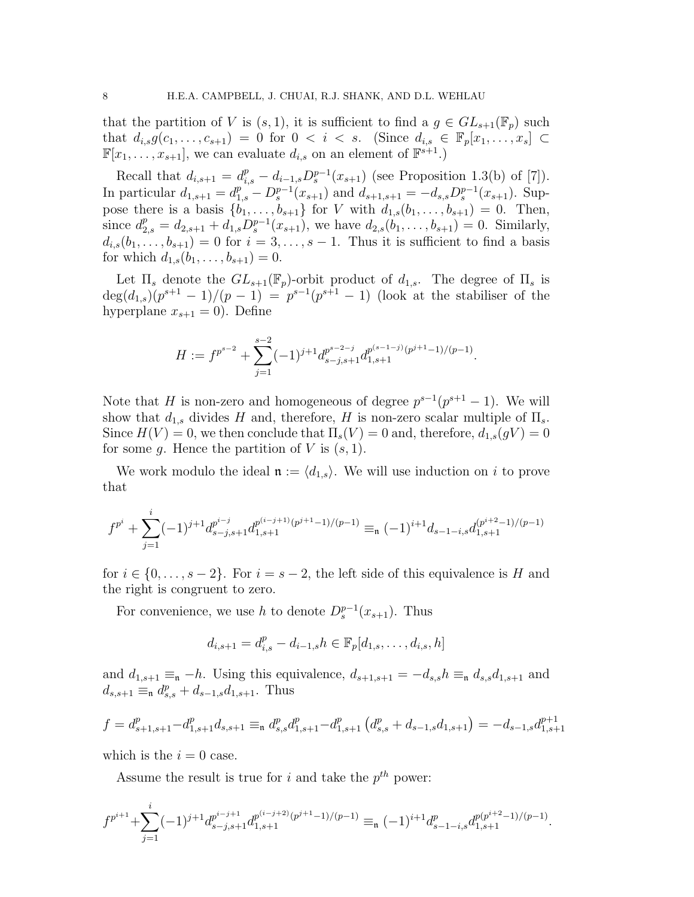that the partition of $V$ is $(s,1)$, it is sufficient to find a $g \in GL_{s+1}(\mathbb{F}_p)$ such that $d_{i,s}g(c_1,\ldots,c_{s+1}) = 0$ for $0 < i < s$. (Since $d_{i,s} \in \mathbb{F}_p[x_1,\ldots,x_s] \subset \mathbb{F}[x_1,\ldots,x_{s+1}]$, we can evaluate $d_{i,s}$ on an element of $\mathbb{F}^{s+1}$.)

Recall that $d_{i,s+1} = d_{i,s}^p - d_{i-1,s}D_s^{p-1}(x_{s+1})$ (see Proposition 1.3(b) of [7]). In particular $d_{1,s+1} = d_{1,s}^p - D_s^{p-1}(x_{s+1})$ and $d_{s+1,s+1} = -d_{s,s}D_s^{p-1}(x_{s+1})$. Suppose there is a basis $\{b_1,\ldots,b_{s+1}\}$ for $V$ with $d_{1,s}(b_1,\ldots,b_{s+1}) = 0$. Then, since $d_{2,s}^p = d_{2,s+1} + d_{1,s}D_s^{p-1}(x_{s+1})$, we have $d_{2,s}(b_1,\ldots,b_{s+1}) = 0$. Similarly, $d_{i,s}(b_1,\ldots,b_{s+1}) = 0$ for $i = 3,\ldots,s-1$. Thus it is sufficient to find a basis for which $d_{1,s}(b_1,\ldots,b_{s+1}) = 0$.

Let $\Pi_s$ denote the $GL_{s+1}(\mathbb{F}_p)$-orbit product of $d_{1,s}$. The degree of $\Pi_s$ is $\deg(d_{1,s})(p^{s+1}-1)/(p-1) = p^{s-1}(p^{s+1}-1)$ (look at the stabiliser of the hyperplane $x_{s+1} = 0$). Define

$$H := f^{p^{s-2}} + \sum_{j=1}^{s-2}(-1)^{j+1} d_{s-j,s+1}^{p^{s-2-j}} d_{1,s+1}^{p^{(s-1-j)}(p^{j+1}-1)/(p-1)}.$$

Note that $H$ is non-zero and homogeneous of degree $p^{s-1}(p^{s+1}-1)$. We will show that $d_{1,s}$ divides $H$ and, therefore, $H$ is non-zero scalar multiple of $\Pi_s$. Since $H(V) = 0$, we then conclude that $\Pi_s(V) = 0$ and, therefore, $d_{1,s}(gV) = 0$ for some $g$. Hence the partition of $V$ is $(s,1)$.

We work modulo the ideal $\mathfrak{n} := \langle d_{1,s}\rangle$. We will use induction on $i$ to prove that

$$f^{p^i} + \sum_{j=1}^{i}(-1)^{j+1} d_{s-j,s+1}^{p^{i-j}} d_{1,s+1}^{p^{(i-j+1)}(p^{j+1}-1)/(p-1)} \equiv_{\mathfrak{n}} (-1)^{i+1} d_{s-1-i,s} d_{1,s+1}^{(p^{i+2}-1)/(p-1)}$$

for $i \in \{0,\ldots,s-2\}$. For $i = s-2$, the left side of this equivalence is $H$ and the right is congruent to zero.

For convenience, we use $h$ to denote $D_s^{p-1}(x_{s+1})$. Thus

$$d_{i,s+1} = d_{i,s}^p - d_{i-1,s}h \in \mathbb{F}_p[d_{1,s},\ldots,d_{i,s},h]$$

and $d_{1,s+1} \equiv_{\mathfrak{n}} -h$. Using this equivalence, $d_{s+1,s+1} = -d_{s,s}h \equiv_{\mathfrak{n}} d_{s,s}d_{1,s+1}$ and $d_{s,s+1} \equiv_{\mathfrak{n}} d_{s,s}^p + d_{s-1,s}d_{1,s+1}$. Thus

$$f = d_{s+1,s+1}^p - d_{1,s+1}^p d_{s,s+1} \equiv_{\mathfrak{n}} d_{s,s}^p d_{1,s+1}^p - d_{1,s+1}^p\left(d_{s,s}^p + d_{s-1,s}d_{1,s+1}\right) = -d_{s-1,s}d_{1,s+1}^{p+1}$$

which is the $i = 0$ case.

Assume the result is true for $i$ and take the $p^{th}$ power:

$$f^{p^{i+1}} + \sum_{j=1}^{i}(-1)^{j+1} d_{s-j,s+1}^{p^{i-j+1}} d_{1,s+1}^{p^{(i-j+2)}(p^{j+1}-1)/(p-1)} \equiv_{\mathfrak{n}} (-1)^{i+1} d_{s-1-i,s}^p d_{1,s+1}^{p(p^{i+2}-1)/(p-1)}.$$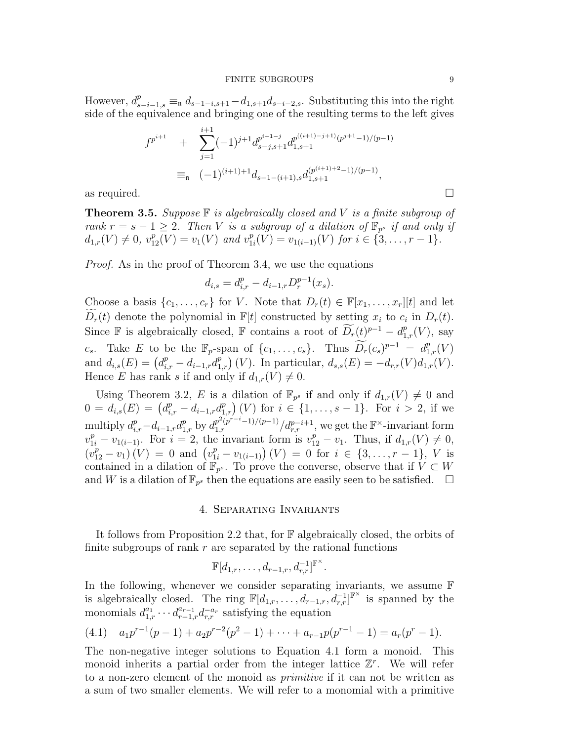However, $d^p_{s-i-1,s} \equiv_{\mathfrak{n}} d_{s-1-i,s+1} - d_{1,s+1}d_{s-i-2,s}$. Substituting this into the right side of the equivalence and bringing one of the resulting terms to the left gives

$$
\begin{aligned}
f^{p^{i+1}} \quad &+ \quad \sum_{j=1}^{i+1} (-1)^{j+1} d^{p^{i+1-j}}_{s-j,s+1} d^{p^{((i+1)-j+1)}(p^{j+1}-1)/(p-1)}_{1,s+1} \\
&\equiv_{\mathfrak{n}} \quad (-1)^{(i+1)+1} d_{s-1-(i+1),s} d^{(p^{(i+1)+2}-1)/(p-1)}_{1,s+1},
\end{aligned}
$$

as required. $\square$

**Theorem 3.5.** *Suppose $\mathbb{F}$ is algebraically closed and $V$ is a finite subgroup of rank $r = s-1 \geq 2$. Then $V$ is a subgroup of a dilation of $\mathbb{F}_{p^s}$ if and only if $d_{1,r}(V) \neq 0$, $v^p_{12}(V) = v_1(V)$ and $v^p_{1i}(V) = v_{1(i-1)}(V)$ for $i \in \{3, \ldots, r-1\}$.*

*Proof.* As in the proof of Theorem 3.4, we use the equations

$$d_{i,s} = d^p_{i,r} - d_{i-1,r} D^{p-1}_r(x_s).$$

Choose a basis $\{c_1, \ldots, c_r\}$ for $V$. Note that $D_r(t) \in \mathbb{F}[x_1, \ldots, x_r][t]$ and let $\widetilde{D_r}(t)$ denote the polynomial in $\mathbb{F}[t]$ constructed by setting $x_i$ to $c_i$ in $D_r(t)$. Since $\mathbb{F}$ is algebraically closed, $\mathbb{F}$ contains a root of $\widetilde{D_r}(t)^{p-1} - d^p_{1,r}(V)$, say $c_s$. Take $E$ to be the $\mathbb{F}_p$-span of $\{c_1, \ldots, c_s\}$. Thus $\widetilde{D_r}(c_s)^{p-1} = d^p_{1,r}(V)$ and $d_{i,s}(E) = \left(d^p_{i,r} - d_{i-1,r}d^p_{1,r}\right)(V)$. In particular, $d_{s,s}(E) = -d_{r,r}(V)d_{1,r}(V)$. Hence $E$ has rank $s$ if and only if $d_{1,r}(V) \neq 0$.

Using Theorem 3.2, $E$ is a dilation of $\mathbb{F}_{p^s}$ if and only if $d_{1,r}(V) \neq 0$ and $0 = d_{i,s}(E) = \left(d^p_{i,r} - d_{i-1,r}d^p_{1,r}\right)(V)$ for $i \in \{1, \ldots, s-1\}$. For $i > 2$, if we multiply $d^p_{i,r} - d_{i-1,r}d^p_{1,r}$ by $d^{p^2(p^{r-i}-1)/(p-1)}_{1,r} / d^{p-i+1}_{r,r}$, we get the $\mathbb{F}^\times$-invariant form $v^p_{1i} - v_{1(i-1)}$. For $i = 2$, the invariant form is $v^p_{12} - v_1$. Thus, if $d_{1,r}(V) \neq 0$, $\left(v^p_{12} - v_1\right)(V) = 0$ and $\left(v^p_{1i} - v_{1(i-1)}\right)(V) = 0$ for $i \in \{3, \ldots, r-1\}$, $V$ is contained in a dilation of $\mathbb{F}_{p^s}$. To prove the converse, observe that if $V \subset W$ and $W$ is a dilation of $\mathbb{F}_{p^s}$ then the equations are easily seen to be satisfied. $\square$

## 4. Separating Invariants

It follows from Proposition 2.2 that, for $\mathbb{F}$ algebraically closed, the orbits of finite subgroups of rank $r$ are separated by the rational functions

$$\mathbb{F}[d_{1,r}, \ldots, d_{r-1,r}, d^{-1}_{r,r}]^{\mathbb{F}^\times}.$$

In the following, whenever we consider separating invariants, we assume $\mathbb{F}$ is algebraically closed. The ring $\mathbb{F}[d_{1,r}, \ldots, d_{r-1,r}, d^{-1}_{r,r}]^{\mathbb{F}^\times}$ is spanned by the monomials $d^{a_1}_{1,r} \cdots d^{a_{r-1}}_{r-1,r} d^{-a_r}_{r,r}$ satisfying the equation

$$a_1 p^{r-1}(p-1) + a_2 p^{r-2}(p^2-1) + \cdots + a_{r-1}p(p^{r-1}-1) = a_r(p^r - 1). \tag{4.1}$$

The non-negative integer solutions to Equation 4.1 form a monoid. This monoid inherits a partial order from the integer lattice $\mathbb{Z}^r$. We will refer to a non-zero element of the monoid as *primitive* if it can not be written as a sum of two smaller elements. We will refer to a monomial with a primitive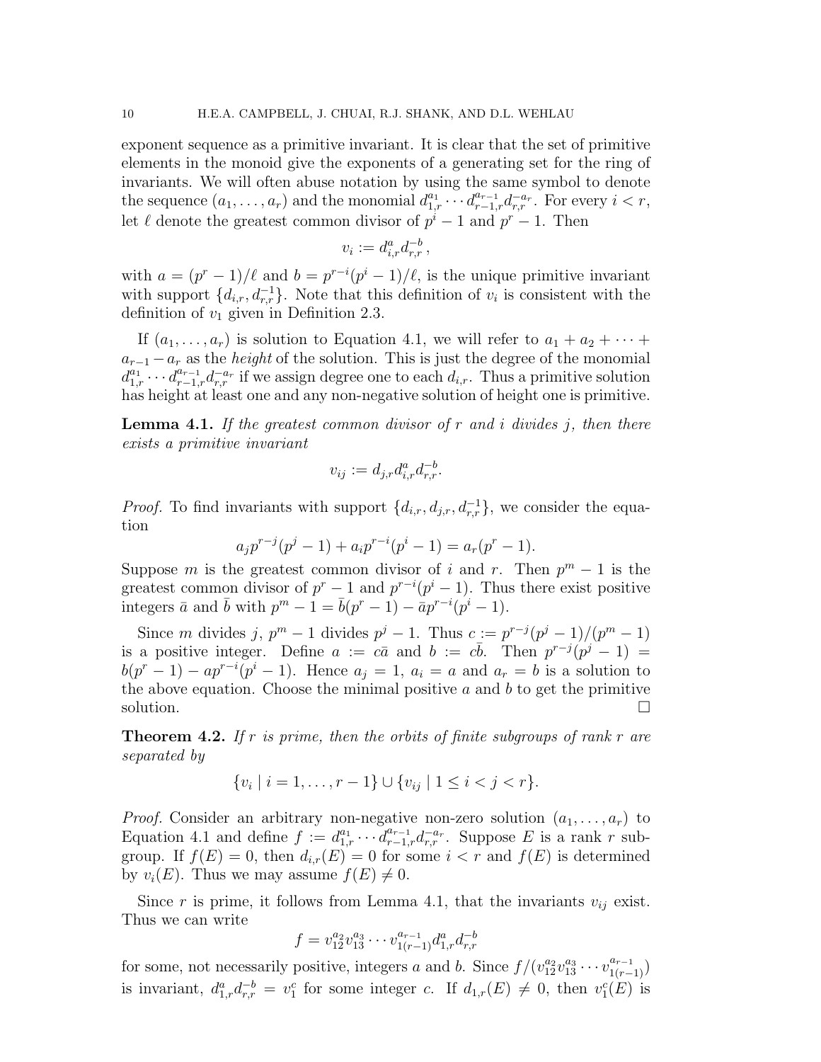exponent sequence as a primitive invariant. It is clear that the set of primitive elements in the monoid give the exponents of a generating set for the ring of invariants. We will often abuse notation by using the same symbol to denote the sequence $(a_1,\ldots,a_r)$ and the monomial $d_{1,r}^{a_1}\cdots d_{r-1,r}^{a_{r-1}}d_{r,r}^{-a_r}$. For every $i<r$, let $\ell$ denote the greatest common divisor of $p^i-1$ and $p^r-1$. Then

$$v_i := d_{i,r}^{a}d_{r,r}^{-b}\,,$$

with $a=(p^r-1)/\ell$ and $b=p^{r-i}(p^i-1)/\ell$, is the unique primitive invariant with support $\{d_{i,r},d_{r,r}^{-1}\}$. Note that this definition of $v_i$ is consistent with the definition of $v_1$ given in Definition 2.3.

If $(a_1,\ldots,a_r)$ is solution to Equation 4.1, we will refer to $a_1+a_2+\cdots+a_{r-1}-a_r$ as the *height* of the solution. This is just the degree of the monomial $d_{1,r}^{a_1}\cdots d_{r-1,r}^{a_{r-1}}d_{r,r}^{-a_r}$ if we assign degree one to each $d_{i,r}$. Thus a primitive solution has height at least one and any non-negative solution of height one is primitive.

**Lemma 4.1.** *If the greatest common divisor of $r$ and $i$ divides $j$, then there exists a primitive invariant*

$$v_{ij} := d_{j,r}d_{i,r}^{a}d_{r,r}^{-b}.$$

*Proof.* To find invariants with support $\{d_{i,r},d_{j,r},d_{r,r}^{-1}\}$, we consider the equation

$$a_jp^{r-j}(p^j-1)+a_ip^{r-i}(p^i-1)=a_r(p^r-1).$$

Suppose $m$ is the greatest common divisor of $i$ and $r$. Then $p^m-1$ is the greatest common divisor of $p^r-1$ and $p^{r-i}(p^i-1)$. Thus there exist positive integers $\bar{a}$ and $\bar{b}$ with $p^m-1=\bar{b}(p^r-1)-\bar{a}p^{r-i}(p^i-1)$.

Since $m$ divides $j$, $p^m-1$ divides $p^j-1$. Thus $c:=p^{r-j}(p^j-1)/(p^m-1)$ is a positive integer. Define $a:=c\bar{a}$ and $b:=c\bar{b}$. Then $p^{r-j}(p^j-1)=b(p^r-1)-ap^{r-i}(p^i-1)$. Hence $a_j=1$, $a_i=a$ and $a_r=b$ is a solution to the above equation. Choose the minimal positive $a$ and $b$ to get the primitive solution. □

**Theorem 4.2.** *If $r$ is prime, then the orbits of finite subgroups of rank $r$ are separated by*

$$\{v_i \mid i=1,\ldots,r-1\}\cup\{v_{ij}\mid 1\le i<j<r\}.$$

*Proof.* Consider an arbitrary non-negative non-zero solution $(a_1,\ldots,a_r)$ to Equation 4.1 and define $f:=d_{1,r}^{a_1}\cdots d_{r-1,r}^{a_{r-1}}d_{r,r}^{-a_r}$. Suppose $E$ is a rank $r$ subgroup. If $f(E)=0$, then $d_{i,r}(E)=0$ for some $i<r$ and $f(E)$ is determined by $v_i(E)$. Thus we may assume $f(E)\neq 0$.

Since $r$ is prime, it follows from Lemma 4.1, that the invariants $v_{ij}$ exist. Thus we can write

$$f=v_{12}^{a_2}v_{13}^{a_3}\cdots v_{1(r-1)}^{a_{r-1}}d_{1,r}^{a}d_{r,r}^{-b}$$

for some, not necessarily positive, integers $a$ and $b$. Since $f/(v_{12}^{a_2}v_{13}^{a_3}\cdots v_{1(r-1)}^{a_{r-1}})$ is invariant, $d_{1,r}^{a}d_{r,r}^{-b}=v_1^c$ for some integer $c$. If $d_{1,r}(E)\neq 0$, then $v_1^c(E)$ is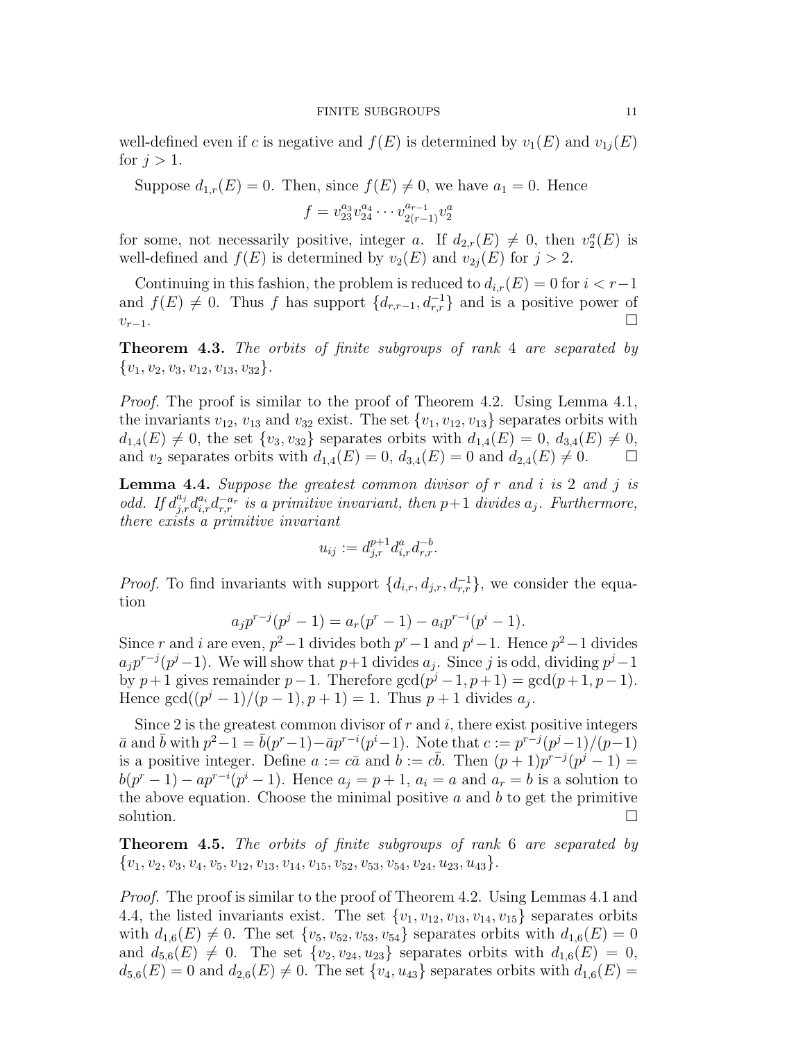well-defined even if $c$ is negative and $f(E)$ is determined by $v_1(E)$ and $v_{1j}(E)$ for $j > 1$.

Suppose $d_{1,r}(E) = 0$. Then, since $f(E) \neq 0$, we have $a_1 = 0$. Hence

$$f = v_{23}^{a_3} v_{24}^{a_4} \cdots v_{2(r-1)}^{a_{r-1}} v_2^a$$

for some, not necessarily positive, integer $a$. If $d_{2,r}(E) \neq 0$, then $v_2^a(E)$ is well-defined and $f(E)$ is determined by $v_2(E)$ and $v_{2j}(E)$ for $j > 2$.

Continuing in this fashion, the problem is reduced to $d_{i,r}(E) = 0$ for $i < r-1$ and $f(E) \neq 0$. Thus $f$ has support $\{d_{r,r-1}, d_{r,r}^{-1}\}$ and is a positive power of $v_{r-1}$. □

**Theorem 4.3.** *The orbits of finite subgroups of rank* 4 *are separated by* $\{v_1, v_2, v_3, v_{12}, v_{13}, v_{32}\}$.

*Proof.* The proof is similar to the proof of Theorem 4.2. Using Lemma 4.1, the invariants $v_{12}$, $v_{13}$ and $v_{32}$ exist. The set $\{v_1, v_{12}, v_{13}\}$ separates orbits with $d_{1,4}(E) \neq 0$, the set $\{v_3, v_{32}\}$ separates orbits with $d_{1,4}(E) = 0$, $d_{3,4}(E) \neq 0$, and $v_2$ separates orbits with $d_{1,4}(E) = 0$, $d_{3,4}(E) = 0$ and $d_{2,4}(E) \neq 0$. □

**Lemma 4.4.** *Suppose the greatest common divisor of $r$ and $i$ is* 2 *and $j$ is odd. If $d_{j,r}^{a_j} d_{i,r}^{a_i} d_{r,r}^{-a_r}$ is a primitive invariant, then $p+1$ divides $a_j$. Furthermore, there exists a primitive invariant*

$$u_{ij} := d_{j,r}^{p+1} d_{i,r}^{a} d_{r,r}^{-b}.$$

*Proof.* To find invariants with support $\{d_{i,r}, d_{j,r}, d_{r,r}^{-1}\}$, we consider the equation

$$a_j p^{r-j}(p^j - 1) = a_r(p^r - 1) - a_i p^{r-i}(p^i - 1).$$

Since $r$ and $i$ are even, $p^2 - 1$ divides both $p^r - 1$ and $p^i - 1$. Hence $p^2 - 1$ divides $a_j p^{r-j}(p^j - 1)$. We will show that $p+1$ divides $a_j$. Since $j$ is odd, dividing $p^j - 1$ by $p+1$ gives remainder $p-1$. Therefore $\gcd(p^j - 1, p+1) = \gcd(p+1, p-1)$. Hence $\gcd((p^j - 1)/(p-1), p+1) = 1$. Thus $p+1$ divides $a_j$.

Since 2 is the greatest common divisor of $r$ and $i$, there exist positive integers $\bar{a}$ and $\bar{b}$ with $p^2 - 1 = \bar{b}(p^r - 1) - \bar{a}p^{r-i}(p^i - 1)$. Note that $c := p^{r-j}(p^j - 1)/(p-1)$ is a positive integer. Define $a := c\bar{a}$ and $b := c\bar{b}$. Then $(p+1)p^{r-j}(p^j - 1) = b(p^r - 1) - ap^{r-i}(p^i - 1)$. Hence $a_j = p+1$, $a_i = a$ and $a_r = b$ is a solution to the above equation. Choose the minimal positive $a$ and $b$ to get the primitive solution. □

**Theorem 4.5.** *The orbits of finite subgroups of rank* 6 *are separated by* $\{v_1, v_2, v_3, v_4, v_5, v_{12}, v_{13}, v_{14}, v_{15}, v_{52}, v_{53}, v_{54}, v_{24}, u_{23}, u_{43}\}$.

*Proof.* The proof is similar to the proof of Theorem 4.2. Using Lemmas 4.1 and 4.4, the listed invariants exist. The set $\{v_1, v_{12}, v_{13}, v_{14}, v_{15}\}$ separates orbits with $d_{1,6}(E) \neq 0$. The set $\{v_5, v_{52}, v_{53}, v_{54}\}$ separates orbits with $d_{1,6}(E) = 0$ and $d_{5,6}(E) \neq 0$. The set $\{v_2, v_{24}, u_{23}\}$ separates orbits with $d_{1,6}(E) = 0$, $d_{5,6}(E) = 0$ and $d_{2,6}(E) \neq 0$. The set $\{v_4, u_{43}\}$ separates orbits with $d_{1,6}(E) =$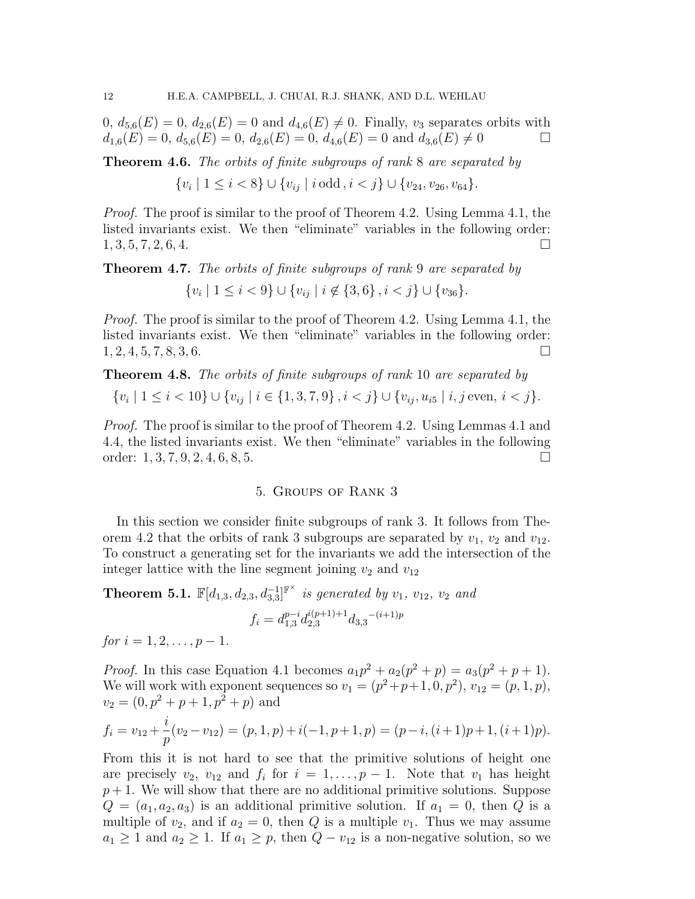0, $d_{5,6}(E) = 0$, $d_{2,6}(E) = 0$ and $d_{4,6}(E) \neq 0$. Finally, $v_3$ separates orbits with $d_{1,6}(E) = 0$, $d_{5,6}(E) = 0$, $d_{2,6}(E) = 0$, $d_{4,6}(E) = 0$ and $d_{3,6}(E) \neq 0$ $\square$

**Theorem 4.6.** *The orbits of finite subgroups of rank* 8 *are separated by*

$$\{v_i \mid 1 \leq i < 8\} \cup \{v_{ij} \mid i \,\text{odd}\,, i < j\} \cup \{v_{24}, v_{26}, v_{64}\}.$$

*Proof.* The proof is similar to the proof of Theorem 4.2. Using Lemma 4.1, the listed invariants exist. We then "eliminate" variables in the following order: 1, 3, 5, 7, 2, 6, 4. $\square$

**Theorem 4.7.** *The orbits of finite subgroups of rank* 9 *are separated by*

$$\{v_i \mid 1 \leq i < 9\} \cup \{v_{ij} \mid i \notin \{3, 6\}\,, i < j\} \cup \{v_{36}\}.$$

*Proof.* The proof is similar to the proof of Theorem 4.2. Using Lemma 4.1, the listed invariants exist. We then "eliminate" variables in the following order: 1, 2, 4, 5, 7, 8, 3, 6. $\square$

**Theorem 4.8.** *The orbits of finite subgroups of rank* 10 *are separated by*

$$\{v_i \mid 1 \leq i < 10\} \cup \{v_{ij} \mid i \in \{1, 3, 7, 9\}\,, i < j\} \cup \{v_{ij}, u_{i5} \mid i, j \,\text{even},\, i < j\}.$$

*Proof.* The proof is similar to the proof of Theorem 4.2. Using Lemmas 4.1 and 4.4, the listed invariants exist. We then "eliminate" variables in the following order: 1, 3, 7, 9, 2, 4, 6, 8, 5. $\square$

## 5. Groups of Rank 3

In this section we consider finite subgroups of rank 3. It follows from Theorem 4.2 that the orbits of rank 3 subgroups are separated by $v_1$, $v_2$ and $v_{12}$. To construct a generating set for the invariants we add the intersection of the integer lattice with the line segment joining $v_2$ and $v_{12}$

**Theorem 5.1.** $\mathbb{F}[d_{1,3}, d_{2,3}, d_{3,3}^{-1}]^{\mathbb{F}^\times}$ *is generated by* $v_1$, $v_{12}$, $v_2$ *and*

$$f_i = d_{1,3}^{p-i} d_{2,3}^{i(p+1)+1} d_{3,3}{}^{-(i+1)p}$$

*for* $i = 1, 2, \ldots, p-1$.

*Proof.* In this case Equation 4.1 becomes $a_1p^2 + a_2(p^2+p) = a_3(p^2+p+1)$. We will work with exponent sequences so $v_1 = (p^2+p+1, 0, p^2)$, $v_{12} = (p, 1, p)$, $v_2 = (0, p^2+p+1, p^2+p)$ and

$$f_i = v_{12} + \frac{i}{p}(v_2 - v_{12}) = (p, 1, p) + i(-1, p+1, p) = (p-i, (i+1)p+1, (i+1)p).$$

From this it is not hard to see that the primitive solutions of height one are precisely $v_2$, $v_{12}$ and $f_i$ for $i = 1, \ldots, p-1$. Note that $v_1$ has height $p+1$. We will show that there are no additional primitive solutions. Suppose $Q = (a_1, a_2, a_3)$ is an additional primitive solution. If $a_1 = 0$, then $Q$ is a multiple of $v_2$, and if $a_2 = 0$, then $Q$ is a multiple $v_1$. Thus we may assume $a_1 \geq 1$ and $a_2 \geq 1$. If $a_1 \geq p$, then $Q - v_{12}$ is a non-negative solution, so we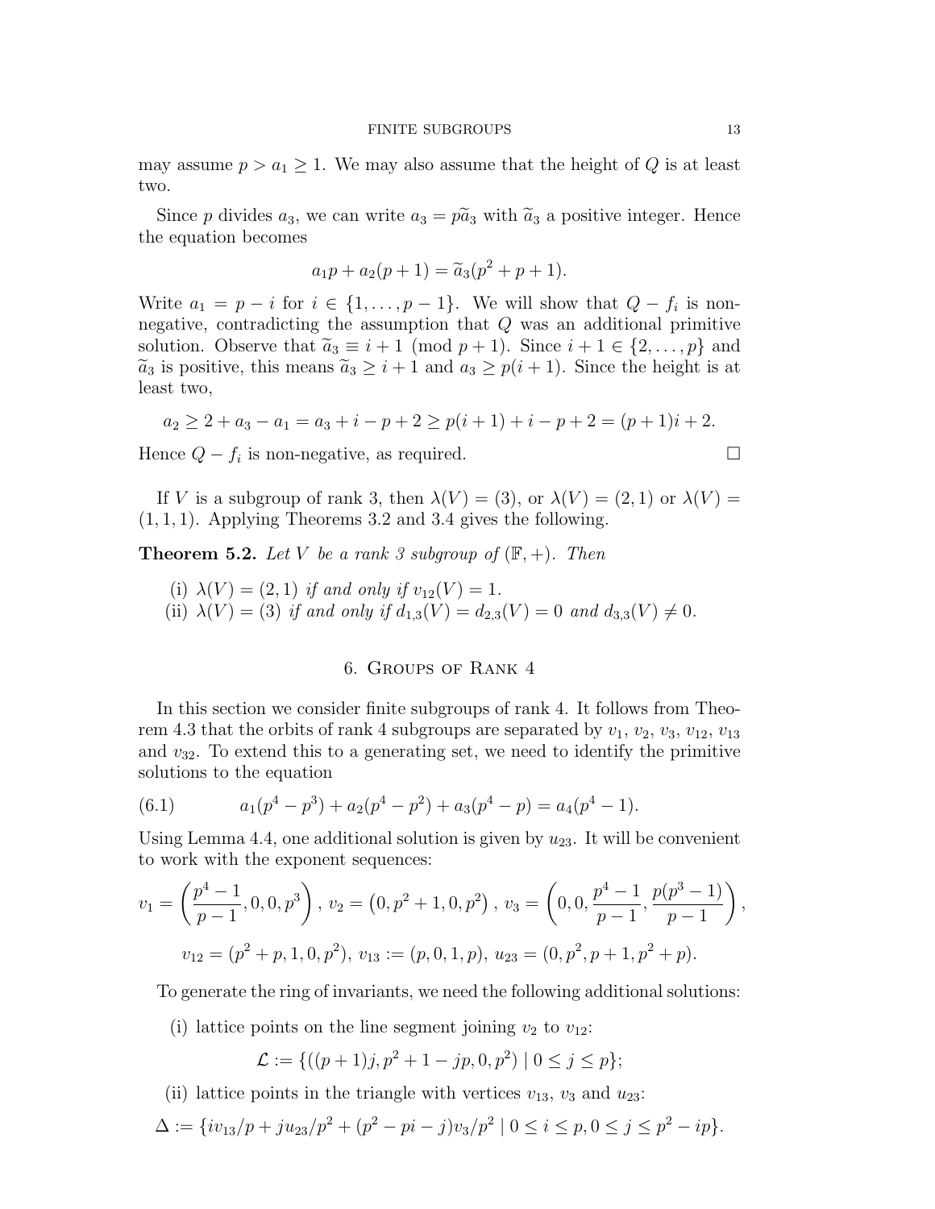may assume $p > a_1 \geq 1$. We may also assume that the height of $Q$ is at least two.

Since $p$ divides $a_3$, we can write $a_3 = p\widetilde{a}_3$ with $\widetilde{a}_3$ a positive integer. Hence the equation becomes

$$a_1 p + a_2(p+1) = \widetilde{a}_3(p^2 + p + 1).$$

Write $a_1 = p - i$ for $i \in \{1, \ldots, p-1\}$. We will show that $Q - f_i$ is non-negative, contradicting the assumption that $Q$ was an additional primitive solution. Observe that $\widetilde{a}_3 \equiv i + 1 \pmod{p+1}$. Since $i + 1 \in \{2, \ldots, p\}$ and $\widetilde{a}_3$ is positive, this means $\widetilde{a}_3 \geq i + 1$ and $a_3 \geq p(i+1)$. Since the height is at least two,

$$a_2 \geq 2 + a_3 - a_1 = a_3 + i - p + 2 \geq p(i+1) + i - p + 2 = (p+1)i + 2.$$

Hence $Q - f_i$ is non-negative, as required. $\square$

If $V$ is a subgroup of rank 3, then $\lambda(V) = (3)$, or $\lambda(V) = (2, 1)$ or $\lambda(V) = (1, 1, 1)$. Applying Theorems 3.2 and 3.4 gives the following.

**Theorem 5.2.** *Let $V$ be a rank 3 subgroup of $(\mathbb{F}, +)$. Then*

(i) *$\lambda(V) = (2, 1)$ if and only if $v_{12}(V) = 1$.*
(ii) *$\lambda(V) = (3)$ if and only if $d_{1,3}(V) = d_{2,3}(V) = 0$ and $d_{3,3}(V) \neq 0$.*

## 6. Groups of Rank 4

In this section we consider finite subgroups of rank 4. It follows from Theorem 4.3 that the orbits of rank 4 subgroups are separated by $v_1$, $v_2$, $v_3$, $v_{12}$, $v_{13}$ and $v_{32}$. To extend this to a generating set, we need to identify the primitive solutions to the equation

$$a_1(p^4 - p^3) + a_2(p^4 - p^2) + a_3(p^4 - p) = a_4(p^4 - 1). \tag{6.1}$$

Using Lemma 4.4, one additional solution is given by $u_{23}$. It will be convenient to work with the exponent sequences:

$$v_1 = \left(\frac{p^4 - 1}{p - 1}, 0, 0, p^3\right),\ v_2 = \left(0, p^2 + 1, 0, p^2\right),\ v_3 = \left(0, 0, \frac{p^4 - 1}{p - 1}, \frac{p(p^3 - 1)}{p - 1}\right),$$

$$v_{12} = (p^2 + p, 1, 0, p^2),\ v_{13} := (p, 0, 1, p),\ u_{23} = (0, p^2, p + 1, p^2 + p).$$

To generate the ring of invariants, we need the following additional solutions:

(i) lattice points on the line segment joining $v_2$ to $v_{12}$:

$$\mathcal{L} := \{((p+1)j, p^2 + 1 - jp, 0, p^2) \mid 0 \leq j \leq p\};$$

(ii) lattice points in the triangle with vertices $v_{13}$, $v_3$ and $u_{23}$:

$$\Delta := \{iv_{13}/p + ju_{23}/p^2 + (p^2 - pi - j)v_3/p^2 \mid 0 \leq i \leq p, 0 \leq j \leq p^2 - ip\}.$$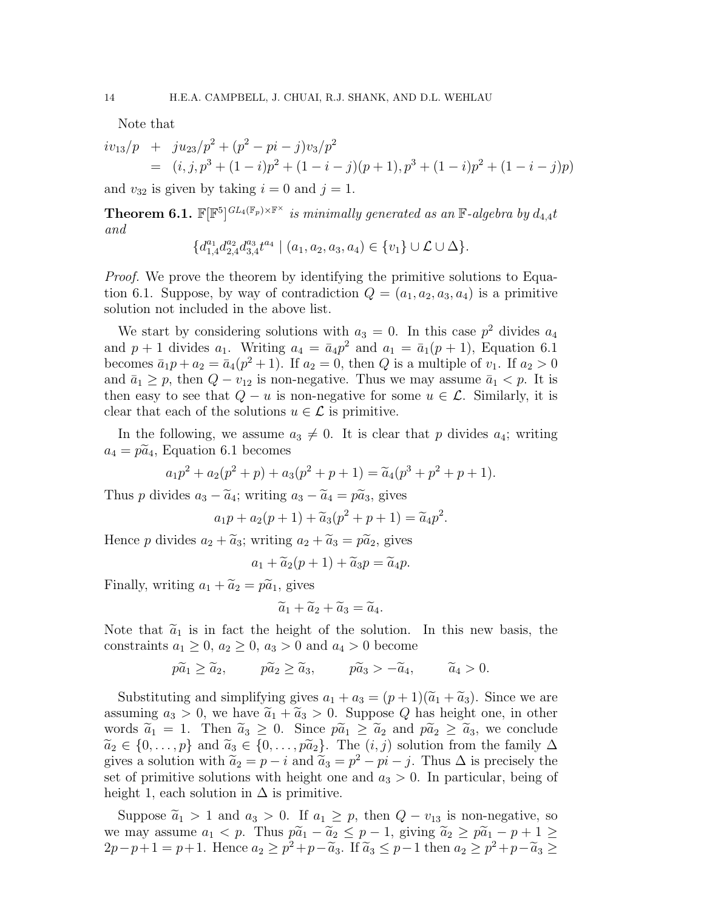Note that

$$
\begin{aligned}
iv_{13}/p \quad &+ \quad ju_{23}/p^2 + (p^2 - pi - j)v_3/p^2 \\
&= \quad (i, j, p^3 + (1-i)p^2 + (1-i-j)(p+1), p^3 + (1-i)p^2 + (1-i-j)p)
\end{aligned}
$$

and $v_{32}$ is given by taking $i = 0$ and $j = 1$.

**Theorem 6.1.** *$\mathbb{F}[\mathbb{F}^5]^{GL_4(\mathbb{F}_p)\times\mathbb{F}^\times}$ is minimally generated as an $\mathbb{F}$-algebra by $d_{4,4}t$ and*

$$
\{d_{1,4}^{a_1} d_{2,4}^{a_2} d_{3,4}^{a_3} t^{a_4} \mid (a_1, a_2, a_3, a_4) \in \{v_1\} \cup \mathcal{L} \cup \Delta\}.
$$

*Proof.* We prove the theorem by identifying the primitive solutions to Equation 6.1. Suppose, by way of contradiction $Q = (a_1, a_2, a_3, a_4)$ is a primitive solution not included in the above list.

We start by considering solutions with $a_3 = 0$. In this case $p^2$ divides $a_4$ and $p+1$ divides $a_1$. Writing $a_4 = \bar{a}_4 p^2$ and $a_1 = \bar{a}_1(p+1)$, Equation 6.1 becomes $\bar{a}_1 p + a_2 = \bar{a}_4(p^2+1)$. If $a_2 = 0$, then $Q$ is a multiple of $v_1$. If $a_2 > 0$ and $\bar{a}_1 \geq p$, then $Q - v_{12}$ is non-negative. Thus we may assume $\bar{a}_1 < p$. It is then easy to see that $Q - u$ is non-negative for some $u \in \mathcal{L}$. Similarly, it is clear that each of the solutions $u \in \mathcal{L}$ is primitive.

In the following, we assume $a_3 \neq 0$. It is clear that $p$ divides $a_4$; writing $a_4 = p\widetilde{a}_4$, Equation 6.1 becomes

$$
a_1 p^2 + a_2(p^2+p) + a_3(p^2+p+1) = \widetilde{a}_4(p^3+p^2+p+1).
$$

Thus $p$ divides $a_3 - \widetilde{a}_4$; writing $a_3 - \widetilde{a}_4 = p\widetilde{a}_3$, gives

$$
a_1 p + a_2(p+1) + \widetilde{a}_3(p^2+p+1) = \widetilde{a}_4 p^2.
$$

Hence $p$ divides $a_2 + \widetilde{a}_3$; writing $a_2 + \widetilde{a}_3 = p\widetilde{a}_2$, gives

$$
a_1 + \widetilde{a}_2(p+1) + \widetilde{a}_3 p = \widetilde{a}_4 p.
$$

Finally, writing $a_1 + \widetilde{a}_2 = p\widetilde{a}_1$, gives

$$
\widetilde{a}_1 + \widetilde{a}_2 + \widetilde{a}_3 = \widetilde{a}_4.
$$

Note that $\widetilde{a}_1$ is in fact the height of the solution. In this new basis, the constraints $a_1 \geq 0$, $a_2 \geq 0$, $a_3 > 0$ and $a_4 > 0$ become

$$
p\widetilde{a}_1 \geq \widetilde{a}_2, \qquad p\widetilde{a}_2 \geq \widetilde{a}_3, \qquad p\widetilde{a}_3 > -\widetilde{a}_4, \qquad \widetilde{a}_4 > 0.
$$

Substituting and simplifying gives $a_1 + a_3 = (p+1)(\widetilde{a}_1 + \widetilde{a}_3)$. Since we are assuming $a_3 > 0$, we have $\widetilde{a}_1 + \widetilde{a}_3 > 0$. Suppose $Q$ has height one, in other words $\widetilde{a}_1 = 1$. Then $\widetilde{a}_3 \geq 0$. Since $p\widetilde{a}_1 \geq \widetilde{a}_2$ and $p\widetilde{a}_2 \geq \widetilde{a}_3$, we conclude $\widetilde{a}_2 \in \{0, \ldots, p\}$ and $\widetilde{a}_3 \in \{0, \ldots, p\widetilde{a}_2\}$. The $(i,j)$ solution from the family $\Delta$ gives a solution with $\widetilde{a}_2 = p - i$ and $\widetilde{a}_3 = p^2 - pi - j$. Thus $\Delta$ is precisely the set of primitive solutions with height one and $a_3 > 0$. In particular, being of height 1, each solution in $\Delta$ is primitive.

Suppose $\widetilde{a}_1 > 1$ and $a_3 > 0$. If $a_1 \geq p$, then $Q - v_{13}$ is non-negative, so we may assume $a_1 < p$. Thus $p\widetilde{a}_1 - \widetilde{a}_2 \leq p - 1$, giving $\widetilde{a}_2 \geq p\widetilde{a}_1 - p + 1 \geq 2p - p + 1 = p + 1$. Hence $a_2 \geq p^2 + p - \widetilde{a}_3$. If $\widetilde{a}_3 \leq p - 1$ then $a_2 \geq p^2 + p - \widetilde{a}_3 \geq$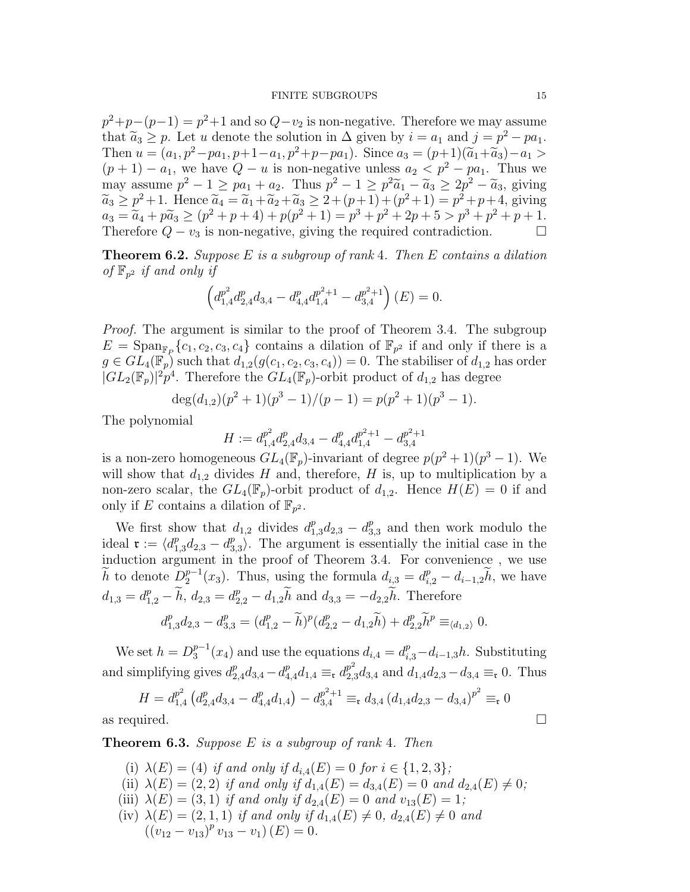$p^2+p-(p-1) = p^2+1$ and so $Q-v_2$ is non-negative. Therefore we may assume that $\widetilde{a}_3 \geq p$. Let $u$ denote the solution in $\Delta$ given by $i = a_1$ and $j = p^2 - pa_1$. Then $u = (a_1, p^2-pa_1, p+1-a_1, p^2+p-pa_1)$. Since $a_3 = (p+1)(\widetilde{a}_1+\widetilde{a}_3)-a_1 > (p+1) - a_1$, we have $Q - u$ is non-negative unless $a_2 < p^2 - pa_1$. Thus we may assume $p^2 - 1 \geq pa_1 + a_2$. Thus $p^2 - 1 \geq p^2\widetilde{a}_1 - \widetilde{a}_3 \geq 2p^2 - \widetilde{a}_3$, giving $\widetilde{a}_3 \geq p^2+1$. Hence $\widetilde{a}_4 = \widetilde{a}_1+\widetilde{a}_2+\widetilde{a}_3 \geq 2+(p+1)+(p^2+1) = p^2+p+4$, giving $a_3 = \widetilde{a}_4 + p\widetilde{a}_3 \geq (p^2+p+4) + p(p^2+1) = p^3+p^2+2p+5 > p^3+p^2+p+1$. Therefore $Q - v_3$ is non-negative, giving the required contradiction. □

**Theorem 6.2.** *Suppose $E$ is a subgroup of rank 4. Then $E$ contains a dilation of $\mathbb{F}_{p^2}$ if and only if*

$$\left(d_{1,4}^{p^2} d_{2,4}^p d_{3,4} - d_{4,4}^p d_{1,4}^{p^2+1} - d_{3,4}^{p^2+1}\right)(E) = 0.$$

*Proof.* The argument is similar to the proof of Theorem 3.4. The subgroup $E = \mathrm{Span}_{\mathbb{F}_p}\{c_1, c_2, c_3, c_4\}$ contains a dilation of $\mathbb{F}_{p^2}$ if and only if there is a $g \in GL_4(\mathbb{F}_p)$ such that $d_{1,2}(g(c_1, c_2, c_3, c_4)) = 0$. The stabiliser of $d_{1,2}$ has order $|GL_2(\mathbb{F}_p)|^2 p^4$. Therefore the $GL_4(\mathbb{F}_p)$-orbit product of $d_{1,2}$ has degree

$$\deg(d_{1,2})(p^2+1)(p^3-1)/(p-1) = p(p^2+1)(p^3-1).$$

The polynomial

$$H := d_{1,4}^{p^2} d_{2,4}^p d_{3,4} - d_{4,4}^p d_{1,4}^{p^2+1} - d_{3,4}^{p^2+1}$$

is a non-zero homogeneous $GL_4(\mathbb{F}_p)$-invariant of degree $p(p^2+1)(p^3-1)$. We will show that $d_{1,2}$ divides $H$ and, therefore, $H$ is, up to multiplication by a non-zero scalar, the $GL_4(\mathbb{F}_p)$-orbit product of $d_{1,2}$. Hence $H(E) = 0$ if and only if $E$ contains a dilation of $\mathbb{F}_{p^2}$.

We first show that $d_{1,2}$ divides $d_{1,3}^p d_{2,3} - d_{3,3}^p$ and then work modulo the ideal $\mathfrak{r} := \langle d_{1,3}^p d_{2,3} - d_{3,3}^p \rangle$. The argument is essentially the initial case in the induction argument in the proof of Theorem 3.4. For convenience , we use $\widetilde{h}$ to denote $D_2^{p-1}(x_3)$. Thus, using the formula $d_{i,3} = d_{i,2}^p - d_{i-1,2}\widetilde{h}$, we have $d_{1,3} = d_{1,2}^p - \widetilde{h}$, $d_{2,3} = d_{2,2}^p - d_{1,2}\widetilde{h}$ and $d_{3,3} = -d_{2,2}\widetilde{h}$. Therefore

$$d_{1,3}^p d_{2,3} - d_{3,3}^p = (d_{1,2}^p - \widetilde{h})^p (d_{2,2}^p - d_{1,2}\widetilde{h}) + d_{2,2}^p \widetilde{h}^p \equiv_{\langle d_{1,2} \rangle} 0.$$

We set $h = D_3^{p-1}(x_4)$ and use the equations $d_{i,4} = d_{i,3}^p - d_{i-1,3}h$. Substituting and simplifying gives $d_{2,4}^p d_{3,4} - d_{4,4}^p d_{1,4} \equiv_{\mathfrak{r}} d_{2,3}^{p^2} d_{3,4}$ and $d_{1,4} d_{2,3} - d_{3,4} \equiv_{\mathfrak{r}} 0$. Thus

$$H = d_{1,4}^{p^2}\left(d_{2,4}^p d_{3,4} - d_{4,4}^p d_{1,4}\right) - d_{3,4}^{p^2+1} \equiv_{\mathfrak{r}} d_{3,4}\left(d_{1,4} d_{2,3} - d_{3,4}\right)^{p^2} \equiv_{\mathfrak{r}} 0$$

as required. □

**Theorem 6.3.** *Suppose $E$ is a subgroup of rank 4. Then*

(i) *$\lambda(E) = (4)$ if and only if $d_{i,4}(E) = 0$ for $i \in \{1, 2, 3\}$;*
(ii) *$\lambda(E) = (2, 2)$ if and only if $d_{1,4}(E) = d_{3,4}(E) = 0$ and $d_{2,4}(E) \neq 0$;*
(iii) *$\lambda(E) = (3, 1)$ if and only if $d_{2,4}(E) = 0$ and $v_{13}(E) = 1$;*
(iv) *$\lambda(E) = (2, 1, 1)$ if and only if $d_{1,4}(E) \neq 0$, $d_{2,4}(E) \neq 0$ and $\left((v_{12} - v_{13})^p v_{13} - v_1\right)(E) = 0$.*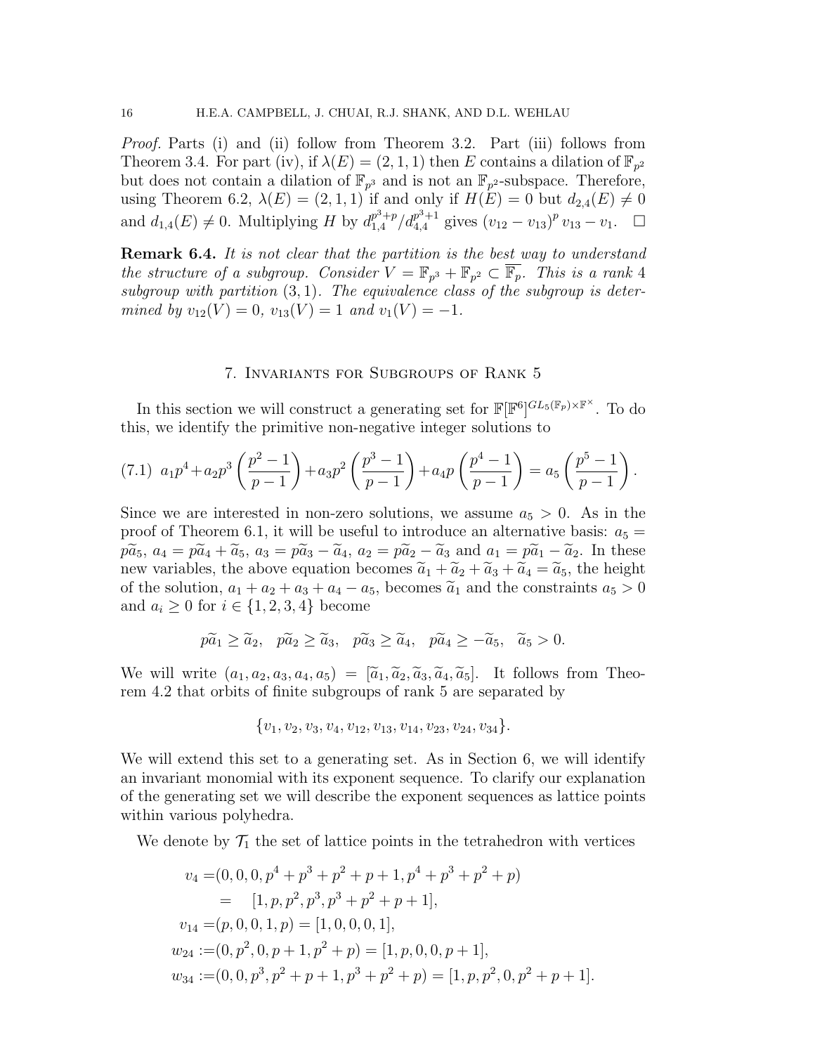*Proof.* Parts (i) and (ii) follow from Theorem 3.2. Part (iii) follows from Theorem 3.4. For part (iv), if $\lambda(E) = (2,1,1)$ then $E$ contains a dilation of $\mathbb{F}_{p^2}$ but does not contain a dilation of $\mathbb{F}_{p^3}$ and is not an $\mathbb{F}_{p^2}$-subspace. Therefore, using Theorem 6.2, $\lambda(E) = (2,1,1)$ if and only if $H(E) = 0$ but $d_{2,4}(E) \neq 0$ and $d_{1,4}(E) \neq 0$. Multiplying $H$ by $d_{1,4}^{p^3+p}/d_{4,4}^{p^3+1}$ gives $(v_{12} - v_{13})^p \, v_{13} - v_1$. $\square$

**Remark 6.4.** *It is not clear that the partition is the best way to understand the structure of a subgroup. Consider $V = \mathbb{F}_{p^3} + \mathbb{F}_{p^2} \subset \overline{\mathbb{F}}_p$. This is a rank 4 subgroup with partition $(3,1)$. The equivalence class of the subgroup is determined by $v_{12}(V) = 0$, $v_{13}(V) = 1$ and $v_1(V) = -1$.*

## 7. Invariants for Subgroups of Rank 5

In this section we will construct a generating set for $\mathbb{F}[\mathbb{F}^6]^{GL_5(\mathbb{F}_p)\times \mathbb{F}^\times}$. To do this, we identify the primitive non-negative integer solutions to

$$(7.1)\quad a_1p^4 + a_2p^3\left(\frac{p^2-1}{p-1}\right) + a_3p^2\left(\frac{p^3-1}{p-1}\right) + a_4p\left(\frac{p^4-1}{p-1}\right) = a_5\left(\frac{p^5-1}{p-1}\right).$$

Since we are interested in non-zero solutions, we assume $a_5 > 0$. As in the proof of Theorem 6.1, it will be useful to introduce an alternative basis: $a_5 = p\widetilde{a}_5$, $a_4 = p\widetilde{a}_4 + \widetilde{a}_5$, $a_3 = p\widetilde{a}_3 - \widetilde{a}_4$, $a_2 = p\widetilde{a}_2 - \widetilde{a}_3$ and $a_1 = p\widetilde{a}_1 - \widetilde{a}_2$. In these new variables, the above equation becomes $\widetilde{a}_1 + \widetilde{a}_2 + \widetilde{a}_3 + \widetilde{a}_4 = \widetilde{a}_5$, the height of the solution, $a_1 + a_2 + a_3 + a_4 - a_5$, becomes $\widetilde{a}_1$ and the constraints $a_5 > 0$ and $a_i \geq 0$ for $i \in \{1,2,3,4\}$ become

$$p\widetilde{a}_1 \geq \widetilde{a}_2, \quad p\widetilde{a}_2 \geq \widetilde{a}_3, \quad p\widetilde{a}_3 \geq \widetilde{a}_4, \quad p\widetilde{a}_4 \geq -\widetilde{a}_5, \quad \widetilde{a}_5 > 0.$$

We will write $(a_1, a_2, a_3, a_4, a_5) = [\widetilde{a}_1, \widetilde{a}_2, \widetilde{a}_3, \widetilde{a}_4, \widetilde{a}_5]$. It follows from Theorem 4.2 that orbits of finite subgroups of rank 5 are separated by

$$\{v_1, v_2, v_3, v_4, v_{12}, v_{13}, v_{14}, v_{23}, v_{24}, v_{34}\}.$$

We will extend this set to a generating set. As in Section 6, we will identify an invariant monomial with its exponent sequence. To clarify our explanation of the generating set we will describe the exponent sequences as lattice points within various polyhedra.

We denote by $\mathcal{T}_1$ the set of lattice points in the tetrahedron with vertices

$$\begin{aligned}
v_4 =& (0,0,0,p^4+p^3+p^2+p+1, p^4+p^3+p^2+p) \\
=& \quad [1, p, p^2, p^3, p^3+p^2+p+1], \\
v_{14} =& (p,0,0,1,p) = [1,0,0,0,1], \\
w_{24} :=& (0,p^2,0,p+1,p^2+p) = [1,p,0,0,p+1], \\
w_{34} :=& (0,0,p^3,p^2+p+1,p^3+p^2+p) = [1,p,p^2,0,p^2+p+1].
\end{aligned}$$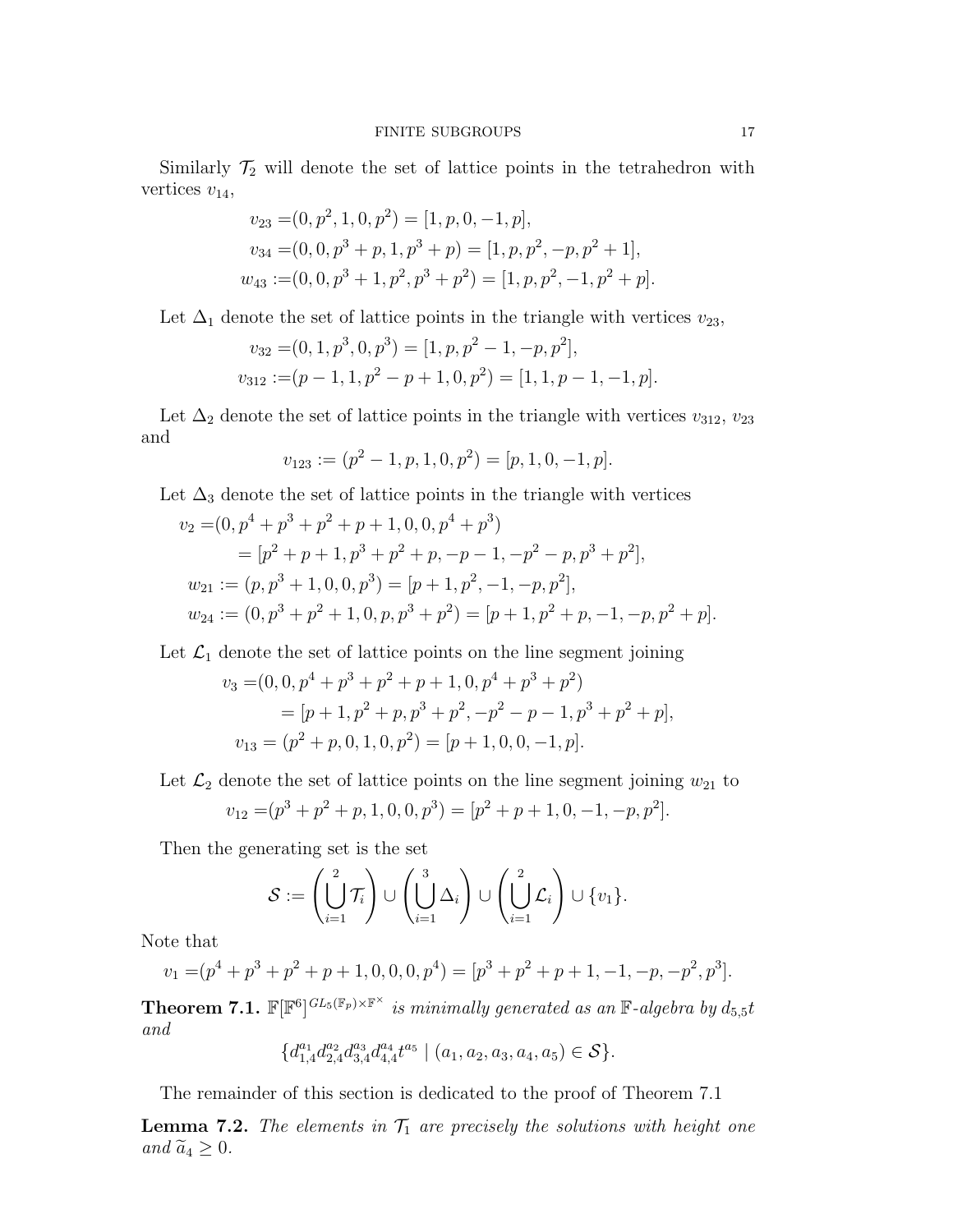Similarly $\mathcal{T}_2$ will denote the set of lattice points in the tetrahedron with vertices $v_{14}$,

$$
\begin{aligned}
v_{23} =&(0, p^2, 1, 0, p^2) = [1, p, 0, -1, p],\\
v_{34} =&(0, 0, p^3 + p, 1, p^3 + p) = [1, p, p^2, -p, p^2 + 1],\\
w_{43} :=&(0, 0, p^3 + 1, p^2, p^3 + p^2) = [1, p, p^2, -1, p^2 + p].
\end{aligned}
$$

Let $\Delta_1$ denote the set of lattice points in the triangle with vertices $v_{23}$,

$$
\begin{aligned}
v_{32} =&(0, 1, p^3, 0, p^3) = [1, p, p^2 - 1, -p, p^2],\\
v_{312} :=&(p - 1, 1, p^2 - p + 1, 0, p^2) = [1, 1, p - 1, -1, p].
\end{aligned}
$$

Let $\Delta_2$ denote the set of lattice points in the triangle with vertices $v_{312}$, $v_{23}$ and

$$
v_{123} := (p^2 - 1, p, 1, 0, p^2) = [p, 1, 0, -1, p].
$$

Let $\Delta_3$ denote the set of lattice points in the triangle with vertices

$$
\begin{aligned}
v_2 =&(0, p^4 + p^3 + p^2 + p + 1, 0, 0, p^4 + p^3)\\
&= [p^2 + p + 1, p^3 + p^2 + p, -p - 1, -p^2 - p, p^3 + p^2],\\
w_{21} :=& (p, p^3 + 1, 0, 0, p^3) = [p + 1, p^2, -1, -p, p^2],\\
w_{24} :=& (0, p^3 + p^2 + 1, 0, p, p^3 + p^2) = [p + 1, p^2 + p, -1, -p, p^2 + p].
\end{aligned}
$$

Let $\mathcal{L}_1$ denote the set of lattice points on the line segment joining

$$
\begin{aligned}
v_3 =&(0, 0, p^4 + p^3 + p^2 + p + 1, 0, p^4 + p^3 + p^2)\\
&= [p + 1, p^2 + p, p^3 + p^2, -p^2 - p - 1, p^3 + p^2 + p],\\
v_{13} =& (p^2 + p, 0, 1, 0, p^2) = [p + 1, 0, 0, -1, p].
\end{aligned}
$$

Let $\mathcal{L}_2$ denote the set of lattice points on the line segment joining $w_{21}$ to

$$
v_{12} =(p^3 + p^2 + p, 1, 0, 0, p^3) = [p^2 + p + 1, 0, -1, -p, p^2].
$$

Then the generating set is the set

$$
\mathcal{S} := \left(\bigcup_{i=1}^{2} \mathcal{T}_i\right) \cup \left(\bigcup_{i=1}^{3} \Delta_i\right) \cup \left(\bigcup_{i=1}^{2} \mathcal{L}_i\right) \cup \{v_1\}.
$$

Note that

$$
v_1 =(p^4 + p^3 + p^2 + p + 1, 0, 0, 0, p^4) = [p^3 + p^2 + p + 1, -1, -p, -p^2, p^3].
$$

**Theorem 7.1.** *$\mathbb{F}[\mathbb{F}^6]^{GL_5(\mathbb{F}_p)\times\mathbb{F}^\times}$ is minimally generated as an $\mathbb{F}$-algebra by $d_{5,5}t$ and*

$$
\{d_{1,4}^{a_1} d_{2,4}^{a_2} d_{3,4}^{a_3} d_{4,4}^{a_4} t^{a_5} \mid (a_1, a_2, a_3, a_4, a_5) \in \mathcal{S}\}.
$$

The remainder of this section is dedicated to the proof of Theorem 7.1

**Lemma 7.2.** *The elements in $\mathcal{T}_1$ are precisely the solutions with height one and $\widetilde{a}_4 \geq 0$.*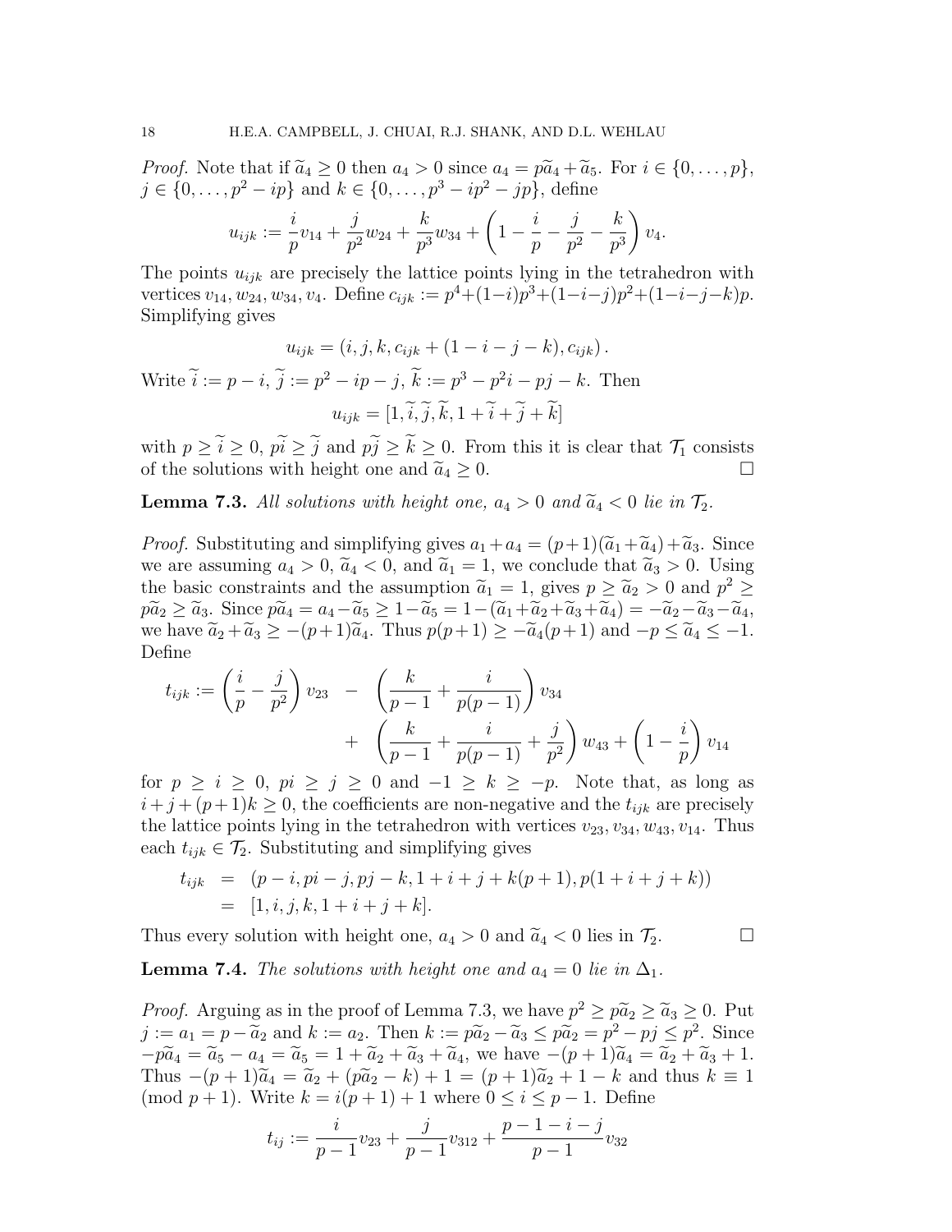*Proof.* Note that if $\widetilde{a}_4 \geq 0$ then $a_4 > 0$ since $a_4 = p\widetilde{a}_4 + \widetilde{a}_5$. For $i \in \{0, \ldots, p\}$, $j \in \{0, \ldots, p^2 - ip\}$ and $k \in \{0, \ldots, p^3 - ip^2 - jp\}$, define

$$u_{ijk} := \frac{i}{p} v_{14} + \frac{j}{p^2} w_{24} + \frac{k}{p^3} w_{34} + \left(1 - \frac{i}{p} - \frac{j}{p^2} - \frac{k}{p^3}\right) v_4.$$

The points $u_{ijk}$ are precisely the lattice points lying in the tetrahedron with vertices $v_{14}, w_{24}, w_{34}, v_4$. Define $c_{ijk} := p^4 + (1-i)p^3 + (1-i-j)p^2 + (1-i-j-k)p$. Simplifying gives

$$u_{ijk} = (i, j, k, c_{ijk} + (1 - i - j - k), c_{ijk}).$$

Write $\widetilde{i} := p - i$, $\widetilde{j} := p^2 - ip - j$, $\widetilde{k} := p^3 - p^2 i - pj - k$. Then

$$u_{ijk} = [1, \widetilde{i}, \widetilde{j}, \widetilde{k}, 1 + \widetilde{i} + \widetilde{j} + \widetilde{k}]$$

with $p \geq \widetilde{i} \geq 0$, $p\widetilde{i} \geq \widetilde{j}$ and $p\widetilde{j} \geq \widetilde{k} \geq 0$. From this it is clear that $\mathcal{T}_1$ consists of the solutions with height one and $\widetilde{a}_4 \geq 0$. □

**Lemma 7.3.** *All solutions with height one, $a_4 > 0$ and $\widetilde{a}_4 < 0$ lie in $\mathcal{T}_2$.*

*Proof.* Substituting and simplifying gives $a_1 + a_4 = (p+1)(\widetilde{a}_1 + \widetilde{a}_4) + \widetilde{a}_3$. Since we are assuming $a_4 > 0$, $\widetilde{a}_4 < 0$, and $\widetilde{a}_1 = 1$, we conclude that $\widetilde{a}_3 > 0$. Using the basic constraints and the assumption $\widetilde{a}_1 = 1$, gives $p \geq \widetilde{a}_2 > 0$ and $p^2 \geq p\widetilde{a}_2 \geq \widetilde{a}_3$. Since $p\widetilde{a}_4 = a_4 - \widetilde{a}_5 \geq 1 - \widetilde{a}_5 = 1 - (\widetilde{a}_1 + \widetilde{a}_2 + \widetilde{a}_3 + \widetilde{a}_4) = -\widetilde{a}_2 - \widetilde{a}_3 - \widetilde{a}_4$, we have $\widetilde{a}_2 + \widetilde{a}_3 \geq -(p+1)\widetilde{a}_4$. Thus $p(p+1) \geq -\widetilde{a}_4(p+1)$ and $-p \leq \widetilde{a}_4 \leq -1$. Define

$$\begin{aligned} t_{ijk} := \left(\frac{i}{p} - \frac{j}{p^2}\right) v_{23} \quad &- \quad \left(\frac{k}{p-1} + \frac{i}{p(p-1)}\right) v_{34} \\ &+ \quad \left(\frac{k}{p-1} + \frac{i}{p(p-1)} + \frac{j}{p^2}\right) w_{43} + \left(1 - \frac{i}{p}\right) v_{14} \end{aligned}$$

for $p \geq i \geq 0$, $pi \geq j \geq 0$ and $-1 \geq k \geq -p$. Note that, as long as $i + j + (p+1)k \geq 0$, the coefficients are non-negative and the $t_{ijk}$ are precisely the lattice points lying in the tetrahedron with vertices $v_{23}, v_{34}, w_{43}, v_{14}$. Thus each $t_{ijk} \in \mathcal{T}_2$. Substituting and simplifying gives

$$\begin{aligned} t_{ijk} &= (p - i, pi - j, pj - k, 1 + i + j + k(p+1), p(1 + i + j + k)) \\ &= [1, i, j, k, 1 + i + j + k]. \end{aligned}$$

Thus every solution with height one, $a_4 > 0$ and $\widetilde{a}_4 < 0$ lies in $\mathcal{T}_2$. □

**Lemma 7.4.** *The solutions with height one and $a_4 = 0$ lie in $\Delta_1$.*

*Proof.* Arguing as in the proof of Lemma 7.3, we have $p^2 \geq p\widetilde{a}_2 \geq \widetilde{a}_3 \geq 0$. Put $j := a_1 = p - \widetilde{a}_2$ and $k := a_2$. Then $k := p\widetilde{a}_2 - \widetilde{a}_3 \leq p\widetilde{a}_2 = p^2 - pj \leq p^2$. Since $-p\widetilde{a}_4 = \widetilde{a}_5 - a_4 = \widetilde{a}_5 = 1 + \widetilde{a}_2 + \widetilde{a}_3 + \widetilde{a}_4$, we have $-(p+1)\widetilde{a}_4 = \widetilde{a}_2 + \widetilde{a}_3 + 1$. Thus $-(p+1)\widetilde{a}_4 = \widetilde{a}_2 + (p\widetilde{a}_2 - k) + 1 = (p+1)\widetilde{a}_2 + 1 - k$ and thus $k \equiv 1 \pmod{p+1}$. Write $k = i(p+1) + 1$ where $0 \leq i \leq p - 1$. Define

$$t_{ij} := \frac{i}{p-1} v_{23} + \frac{j}{p-1} v_{312} + \frac{p-1-i-j}{p-1} v_{32}$$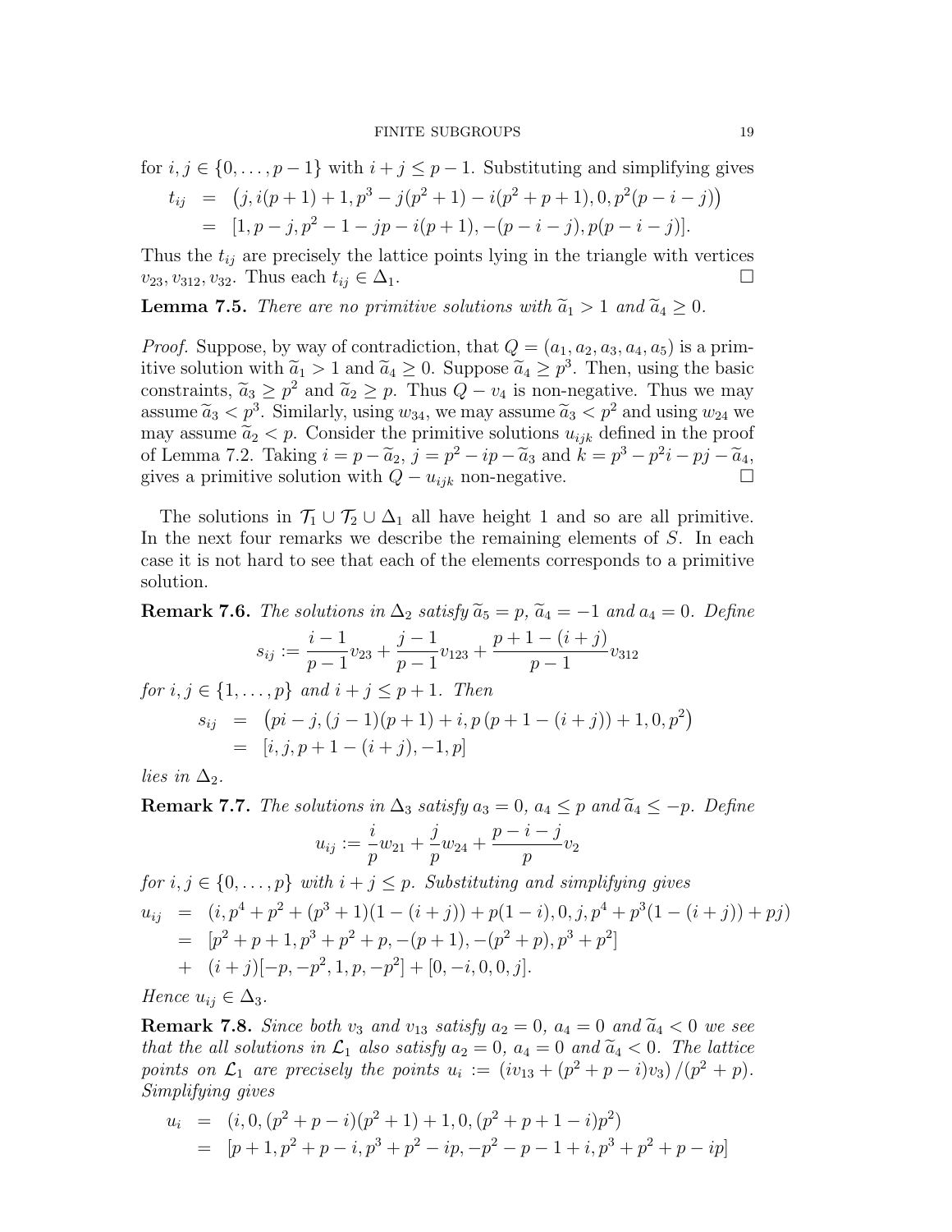for $i, j \in \{0, \ldots, p-1\}$ with $i + j \leq p - 1$. Substituting and simplifying gives

$$
\begin{aligned}
t_{ij} &= \left(j, i(p+1)+1, p^3 - j(p^2+1) - i(p^2+p+1), 0, p^2(p-i-j)\right) \\
&= [1, p-j, p^2-1-jp-i(p+1), -(p-i-j), p(p-i-j)].
\end{aligned}
$$

Thus the $t_{ij}$ are precisely the lattice points lying in the triangle with vertices $v_{23}, v_{312}, v_{32}$. Thus each $t_{ij} \in \Delta_1$. $\square$

**Lemma 7.5.** *There are no primitive solutions with $\widetilde{a}_1 > 1$ and $\widetilde{a}_4 \geq 0$.*

*Proof.* Suppose, by way of contradiction, that $Q = (a_1, a_2, a_3, a_4, a_5)$ is a primitive solution with $\widetilde{a}_1 > 1$ and $\widetilde{a}_4 \geq 0$. Suppose $\widetilde{a}_4 \geq p^3$. Then, using the basic constraints, $\widetilde{a}_3 \geq p^2$ and $\widetilde{a}_2 \geq p$. Thus $Q - v_4$ is non-negative. Thus we may assume $\widetilde{a}_3 < p^3$. Similarly, using $w_{34}$, we may assume $\widetilde{a}_3 < p^2$ and using $w_{24}$ we may assume $\widetilde{a}_2 < p$. Consider the primitive solutions $u_{ijk}$ defined in the proof of Lemma 7.2. Taking $i = p - \widetilde{a}_2$, $j = p^2 - ip - \widetilde{a}_3$ and $k = p^3 - p^2 i - pj - \widetilde{a}_4$, gives a primitive solution with $Q - u_{ijk}$ non-negative. $\square$

The solutions in $\mathcal{T}_1 \cup \mathcal{T}_2 \cup \Delta_1$ all have height 1 and so are all primitive. In the next four remarks we describe the remaining elements of $S$. In each case it is not hard to see that each of the elements corresponds to a primitive solution.

**Remark 7.6.** *The solutions in $\Delta_2$ satisfy $\widetilde{a}_5 = p$, $\widetilde{a}_4 = -1$ and $a_4 = 0$. Define*

$$
s_{ij} := \frac{i-1}{p-1} v_{23} + \frac{j-1}{p-1} v_{123} + \frac{p+1-(i+j)}{p-1} v_{312}
$$

*for $i, j \in \{1, \ldots, p\}$ and $i + j \leq p + 1$. Then*

$$
\begin{aligned}
s_{ij} &= \left(pi - j, (j-1)(p+1) + i, p\,(p+1-(i+j)) + 1, 0, p^2\right) \\
&= [i, j, p+1-(i+j), -1, p]
\end{aligned}
$$

*lies in $\Delta_2$.*

**Remark 7.7.** *The solutions in $\Delta_3$ satisfy $a_3 = 0$, $a_4 \leq p$ and $\widetilde{a}_4 \leq -p$. Define*

$$
u_{ij} := \frac{i}{p} w_{21} + \frac{j}{p} w_{24} + \frac{p-i-j}{p} v_2
$$

*for $i, j \in \{0, \ldots, p\}$ with $i + j \leq p$. Substituting and simplifying gives*

$$
\begin{aligned}
u_{ij} &= (i, p^4 + p^2 + (p^3+1)(1-(i+j)) + p(1-i), 0, j, p^4 + p^3(1-(i+j)) + pj) \\
&= [p^2+p+1, p^3+p^2+p, -(p+1), -(p^2+p), p^3+p^2] \\
&+ \ (i+j)[-p, -p^2, 1, p, -p^2] + [0, -i, 0, 0, j].
\end{aligned}
$$

*Hence $u_{ij} \in \Delta_3$.*

**Remark 7.8.** *Since both $v_3$ and $v_{13}$ satisfy $a_2 = 0$, $a_4 = 0$ and $\widetilde{a}_4 < 0$ we see that the all solutions in $\mathcal{L}_1$ also satisfy $a_2 = 0$, $a_4 = 0$ and $\widetilde{a}_4 < 0$. The lattice points on $\mathcal{L}_1$ are precisely the points $u_i := (iv_{13} + (p^2+p-i)v_3)/(p^2+p)$. Simplifying gives*

$$
\begin{aligned}
u_i &= (i, 0, (p^2+p-i)(p^2+1)+1, 0, (p^2+p+1-i)p^2) \\
&= [p+1, p^2+p-i, p^3+p^2-ip, -p^2-p-1+i, p^3+p^2+p-ip]
\end{aligned}
$$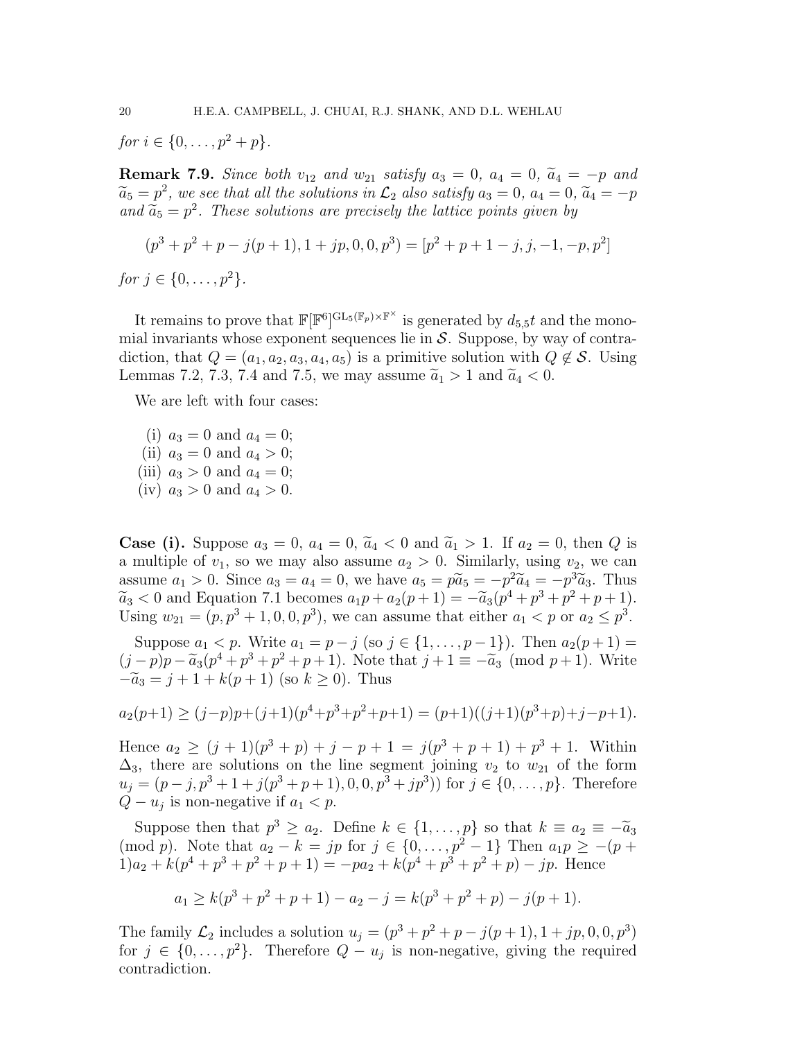*for* $i \in \{0, \ldots, p^2 + p\}$.

**Remark 7.9.** *Since both* $v_{12}$ *and* $w_{21}$ *satisfy* $a_3 = 0$, $a_4 = 0$, $\widetilde{a}_4 = -p$ *and* $\widetilde{a}_5 = p^2$, *we see that all the solutions in* $\mathcal{L}_2$ *also satisfy* $a_3 = 0$, $a_4 = 0$, $\widetilde{a}_4 = -p$ *and* $\widetilde{a}_5 = p^2$. *These solutions are precisely the lattice points given by*

$$(p^3 + p^2 + p - j(p+1), 1 + jp, 0, 0, p^3) = [p^2 + p + 1 - j, j, -1, -p, p^2]$$

*for* $j \in \{0, \ldots, p^2\}$.

It remains to prove that $\mathbb{F}[\mathbb{F}^6]^{\mathrm{GL}_5(\mathbb{F}_p)\times\mathbb{F}^\times}$ is generated by $d_{5,5}t$ and the monomial invariants whose exponent sequences lie in $\mathcal{S}$. Suppose, by way of contradiction, that $Q = (a_1, a_2, a_3, a_4, a_5)$ is a primitive solution with $Q \notin \mathcal{S}$. Using Lemmas 7.2, 7.3, 7.4 and 7.5, we may assume $\widetilde{a}_1 > 1$ and $\widetilde{a}_4 < 0$.

We are left with four cases:

(i) $a_3 = 0$ and $a_4 = 0$;
(ii) $a_3 = 0$ and $a_4 > 0$;
(iii) $a_3 > 0$ and $a_4 = 0$;
(iv) $a_3 > 0$ and $a_4 > 0$.

**Case (i).** Suppose $a_3 = 0$, $a_4 = 0$, $\widetilde{a}_4 < 0$ and $\widetilde{a}_1 > 1$. If $a_2 = 0$, then $Q$ is a multiple of $v_1$, so we may also assume $a_2 > 0$. Similarly, using $v_2$, we can assume $a_1 > 0$. Since $a_3 = a_4 = 0$, we have $a_5 = p\widetilde{a}_5 = -p^2\widetilde{a}_4 = -p^3\widetilde{a}_3$. Thus $\widetilde{a}_3 < 0$ and Equation 7.1 becomes $a_1p + a_2(p+1) = -\widetilde{a}_3(p^4 + p^3 + p^2 + p + 1)$. Using $w_{21} = (p, p^3 + 1, 0, 0, p^3)$, we can assume that either $a_1 < p$ or $a_2 \le p^3$.

Suppose $a_1 < p$. Write $a_1 = p - j$ (so $j \in \{1, \ldots, p-1\}$). Then $a_2(p+1) = (j-p)p - \widetilde{a}_3(p^4 + p^3 + p^2 + p + 1)$. Note that $j + 1 \equiv -\widetilde{a}_3 \pmod{p+1}$. Write $-\widetilde{a}_3 = j + 1 + k(p+1)$ (so $k \ge 0$). Thus

$$a_2(p+1) \ge (j-p)p + (j+1)(p^4+p^3+p^2+p+1) = (p+1)((j+1)(p^3+p) + j - p + 1).$$

Hence $a_2 \ge (j+1)(p^3 + p) + j - p + 1 = j(p^3 + p + 1) + p^3 + 1$. Within $\Delta_3$, there are solutions on the line segment joining $v_2$ to $w_{21}$ of the form $u_j = (p - j, p^3 + 1 + j(p^3 + p + 1), 0, 0, p^3 + jp^3))$ for $j \in \{0, \ldots, p\}$. Therefore $Q - u_j$ is non-negative if $a_1 < p$.

Suppose then that $p^3 \ge a_2$. Define $k \in \{1, \ldots, p\}$ so that $k \equiv a_2 \equiv -\widetilde{a}_3 \pmod{p}$. Note that $a_2 - k = jp$ for $j \in \{0, \ldots, p^2 - 1\}$ Then $a_1p \ge -(p+1)a_2 + k(p^4 + p^3 + p^2 + p + 1) = -pa_2 + k(p^4 + p^3 + p^2 + p) - jp$. Hence

$$a_1 \ge k(p^3 + p^2 + p + 1) - a_2 - j = k(p^3 + p^2 + p) - j(p+1).$$

The family $\mathcal{L}_2$ includes a solution $u_j = (p^3 + p^2 + p - j(p+1), 1 + jp, 0, 0, p^3)$ for $j \in \{0, \ldots, p^2\}$. Therefore $Q - u_j$ is non-negative, giving the required contradiction.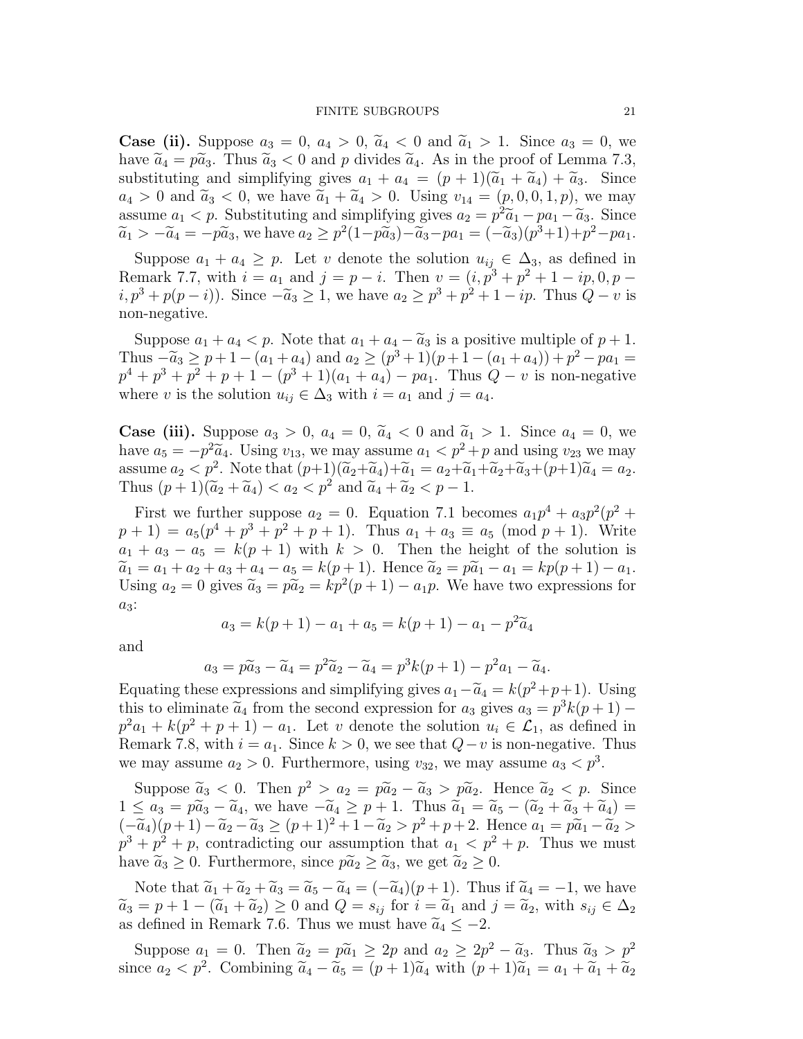**Case (ii).** Suppose $a_3 = 0$, $a_4 > 0$, $\widetilde{a}_4 < 0$ and $\widetilde{a}_1 > 1$. Since $a_3 = 0$, we have $\widetilde{a}_4 = p\widetilde{a}_3$. Thus $\widetilde{a}_3 < 0$ and $p$ divides $\widetilde{a}_4$. As in the proof of Lemma 7.3, substituting and simplifying gives $a_1 + a_4 = (p+1)(\widetilde{a}_1 + \widetilde{a}_4) + \widetilde{a}_3$. Since $a_4 > 0$ and $\widetilde{a}_3 < 0$, we have $\widetilde{a}_1 + \widetilde{a}_4 > 0$. Using $v_{14} = (p, 0, 0, 1, p)$, we may assume $a_1 < p$. Substituting and simplifying gives $a_2 = p^2\widetilde{a}_1 - pa_1 - \widetilde{a}_3$. Since $\widetilde{a}_1 > -\widetilde{a}_4 = -p\widetilde{a}_3$, we have $a_2 \geq p^2(1-p\widetilde{a}_3) - \widetilde{a}_3 - pa_1 = (-\widetilde{a}_3)(p^3+1) + p^2 - pa_1$.

Suppose $a_1 + a_4 \geq p$. Let $v$ denote the solution $u_{ij} \in \Delta_3$, as defined in Remark 7.7, with $i = a_1$ and $j = p - i$. Then $v = (i, p^3 + p^2 + 1 - ip, 0, p - i, p^3 + p(p-i))$. Since $-\widetilde{a}_3 \geq 1$, we have $a_2 \geq p^3 + p^2 + 1 - ip$. Thus $Q - v$ is non-negative.

Suppose $a_1 + a_4 < p$. Note that $a_1 + a_4 - \widetilde{a}_3$ is a positive multiple of $p + 1$. Thus $-\widetilde{a}_3 \geq p + 1 - (a_1 + a_4)$ and $a_2 \geq (p^3+1)(p+1-(a_1+a_4)) + p^2 - pa_1 = p^4 + p^3 + p^2 + p + 1 - (p^3+1)(a_1 + a_4) - pa_1$. Thus $Q - v$ is non-negative where $v$ is the solution $u_{ij} \in \Delta_3$ with $i = a_1$ and $j = a_4$.

**Case (iii).** Suppose $a_3 > 0$, $a_4 = 0$, $\widetilde{a}_4 < 0$ and $\widetilde{a}_1 > 1$. Since $a_4 = 0$, we have $a_5 = -p^2\widetilde{a}_4$. Using $v_{13}$, we may assume $a_1 < p^2 + p$ and using $v_{23}$ we may assume $a_2 < p^2$. Note that $(p+1)(\widetilde{a}_2 + \widetilde{a}_4) + \widetilde{a}_1 = a_2 + \widetilde{a}_1 + \widetilde{a}_2 + \widetilde{a}_3 + (p+1)\widetilde{a}_4 = a_2$. Thus $(p+1)(\widetilde{a}_2 + \widetilde{a}_4) < a_2 < p^2$ and $\widetilde{a}_4 + \widetilde{a}_2 < p - 1$.

First we further suppose $a_2 = 0$. Equation 7.1 becomes $a_1p^4 + a_3p^2(p^2 + p + 1) = a_5(p^4 + p^3 + p^2 + p + 1)$. Thus $a_1 + a_3 \equiv a_5 \pmod{p+1}$. Write $a_1 + a_3 - a_5 = k(p+1)$ with $k > 0$. Then the height of the solution is $\widetilde{a}_1 = a_1 + a_2 + a_3 + a_4 - a_5 = k(p+1)$. Hence $\widetilde{a}_2 = p\widetilde{a}_1 - a_1 = kp(p+1) - a_1$. Using $a_2 = 0$ gives $\widetilde{a}_3 = p\widetilde{a}_2 = kp^2(p+1) - a_1p$. We have two expressions for $a_3$:

$$a_3 = k(p+1) - a_1 + a_5 = k(p+1) - a_1 - p^2\widetilde{a}_4$$

and

$$a_3 = p\widetilde{a}_3 - \widetilde{a}_4 = p^2\widetilde{a}_2 - \widetilde{a}_4 = p^3k(p+1) - p^2a_1 - \widetilde{a}_4.$$

Equating these expressions and simplifying gives $a_1 - \widetilde{a}_4 = k(p^2+p+1)$. Using this to eliminate $\widetilde{a}_4$ from the second expression for $a_3$ gives $a_3 = p^3k(p+1) - p^2a_1 + k(p^2+p+1) - a_1$. Let $v$ denote the solution $u_i \in \mathcal{L}_1$, as defined in Remark 7.8, with $i = a_1$. Since $k > 0$, we see that $Q - v$ is non-negative. Thus we may assume $a_2 > 0$. Furthermore, using $v_{32}$, we may assume $a_3 < p^3$.

Suppose $\widetilde{a}_3 < 0$. Then $p^2 > a_2 = p\widetilde{a}_2 - \widetilde{a}_3 > p\widetilde{a}_2$. Hence $\widetilde{a}_2 < p$. Since $1 \leq a_3 = p\widetilde{a}_3 - \widetilde{a}_4$, we have $-\widetilde{a}_4 \geq p + 1$. Thus $\widetilde{a}_1 = \widetilde{a}_5 - (\widetilde{a}_2 + \widetilde{a}_3 + \widetilde{a}_4) = (-\widetilde{a}_4)(p+1) - \widetilde{a}_2 - \widetilde{a}_3 \geq (p+1)^2 + 1 - \widetilde{a}_2 > p^2 + p + 2$. Hence $a_1 = p\widetilde{a}_1 - \widetilde{a}_2 > p^3 + p^2 + p$, contradicting our assumption that $a_1 < p^2 + p$. Thus we must have $\widetilde{a}_3 \geq 0$. Furthermore, since $p\widetilde{a}_2 \geq \widetilde{a}_3$, we get $\widetilde{a}_2 \geq 0$.

Note that $\widetilde{a}_1 + \widetilde{a}_2 + \widetilde{a}_3 = \widetilde{a}_5 - \widetilde{a}_4 = (-\widetilde{a}_4)(p+1)$. Thus if $\widetilde{a}_4 = -1$, we have $\widetilde{a}_3 = p + 1 - (\widetilde{a}_1 + \widetilde{a}_2) \geq 0$ and $Q = s_{ij}$ for $i = \widetilde{a}_1$ and $j = \widetilde{a}_2$, with $s_{ij} \in \Delta_2$ as defined in Remark 7.6. Thus we must have $\widetilde{a}_4 \leq -2$.

Suppose $a_1 = 0$. Then $\widetilde{a}_2 = p\widetilde{a}_1 \geq 2p$ and $a_2 \geq 2p^2 - \widetilde{a}_3$. Thus $\widetilde{a}_3 > p^2$ since $a_2 < p^2$. Combining $\widetilde{a}_4 - \widetilde{a}_5 = (p+1)\widetilde{a}_4$ with $(p+1)\widetilde{a}_1 = a_1 + \widetilde{a}_1 + \widetilde{a}_2$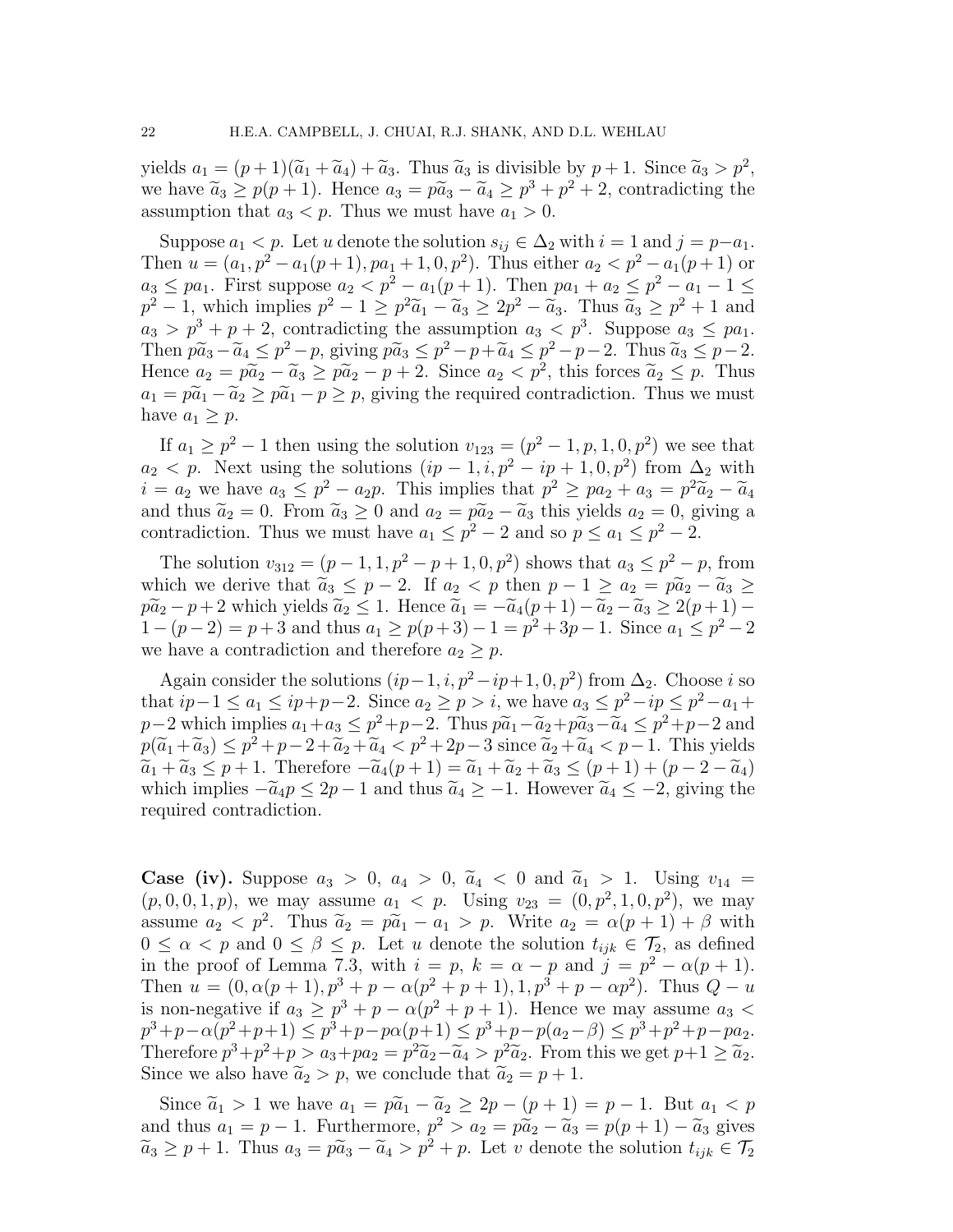yields $a_1 = (p+1)(\widetilde{a}_1 + \widetilde{a}_4) + \widetilde{a}_3$. Thus $\widetilde{a}_3$ is divisible by $p+1$. Since $\widetilde{a}_3 > p^2$, we have $\widetilde{a}_3 \geq p(p+1)$. Hence $a_3 = p\widetilde{a}_3 - \widetilde{a}_4 \geq p^3 + p^2 + 2$, contradicting the assumption that $a_3 < p$. Thus we must have $a_1 > 0$.

Suppose $a_1 < p$. Let $u$ denote the solution $s_{ij} \in \Delta_2$ with $i = 1$ and $j = p - a_1$. Then $u = (a_1, p^2 - a_1(p+1), pa_1 + 1, 0, p^2)$. Thus either $a_2 < p^2 - a_1(p+1)$ or $a_3 \leq pa_1$. First suppose $a_2 < p^2 - a_1(p+1)$. Then $pa_1 + a_2 \leq p^2 - a_1 - 1 \leq p^2 - 1$, which implies $p^2 - 1 \geq p^2\widetilde{a}_1 - \widetilde{a}_3 \geq 2p^2 - \widetilde{a}_3$. Thus $\widetilde{a}_3 \geq p^2 + 1$ and $a_3 > p^3 + p + 2$, contradicting the assumption $a_3 < p^3$. Suppose $a_3 \leq pa_1$. Then $p\widetilde{a}_3 - \widetilde{a}_4 \leq p^2 - p$, giving $p\widetilde{a}_3 \leq p^2 - p + \widetilde{a}_4 \leq p^2 - p - 2$. Thus $\widetilde{a}_3 \leq p - 2$. Hence $a_2 = p\widetilde{a}_2 - \widetilde{a}_3 \geq p\widetilde{a}_2 - p + 2$. Since $a_2 < p^2$, this forces $\widetilde{a}_2 \leq p$. Thus $a_1 = p\widetilde{a}_1 - \widetilde{a}_2 \geq p\widetilde{a}_1 - p \geq p$, giving the required contradiction. Thus we must have $a_1 \geq p$.

If $a_1 \geq p^2 - 1$ then using the solution $v_{123} = (p^2 - 1, p, 1, 0, p^2)$ we see that $a_2 < p$. Next using the solutions $(ip - 1, i, p^2 - ip + 1, 0, p^2)$ from $\Delta_2$ with $i = a_2$ we have $a_3 \leq p^2 - a_2 p$. This implies that $p^2 \geq pa_2 + a_3 = p^2\widetilde{a}_2 - \widetilde{a}_4$ and thus $\widetilde{a}_2 = 0$. From $\widetilde{a}_3 \geq 0$ and $a_2 = p\widetilde{a}_2 - \widetilde{a}_3$ this yields $a_2 = 0$, giving a contradiction. Thus we must have $a_1 \leq p^2 - 2$ and so $p \leq a_1 \leq p^2 - 2$.

The solution $v_{312} = (p - 1, 1, p^2 - p + 1, 0, p^2)$ shows that $a_3 \leq p^2 - p$, from which we derive that $\widetilde{a}_3 \leq p - 2$. If $a_2 < p$ then $p - 1 \geq a_2 = p\widetilde{a}_2 - \widetilde{a}_3 \geq p\widetilde{a}_2 - p + 2$ which yields $\widetilde{a}_2 \leq 1$. Hence $\widetilde{a}_1 = -\widetilde{a}_4(p+1) - \widetilde{a}_2 - \widetilde{a}_3 \geq 2(p+1) - 1 - (p-2) = p + 3$ and thus $a_1 \geq p(p+3) - 1 = p^2 + 3p - 1$. Since $a_1 \leq p^2 - 2$ we have a contradiction and therefore $a_2 \geq p$.

Again consider the solutions $(ip - 1, i, p^2 - ip + 1, 0, p^2)$ from $\Delta_2$. Choose $i$ so that $ip - 1 \leq a_1 \leq ip + p - 2$. Since $a_2 \geq p > i$, we have $a_3 \leq p^2 - ip \leq p^2 - a_1 + p - 2$ which implies $a_1 + a_3 \leq p^2 + p - 2$. Thus $p\widetilde{a}_1 - \widetilde{a}_2 + p\widetilde{a}_3 - \widetilde{a}_4 \leq p^2 + p - 2$ and $p(\widetilde{a}_1 + \widetilde{a}_3) \leq p^2 + p - 2 + \widetilde{a}_2 + \widetilde{a}_4 < p^2 + 2p - 3$ since $\widetilde{a}_2 + \widetilde{a}_4 < p - 1$. This yields $\widetilde{a}_1 + \widetilde{a}_3 \leq p + 1$. Therefore $-\widetilde{a}_4(p+1) = \widetilde{a}_1 + \widetilde{a}_2 + \widetilde{a}_3 \leq (p+1) + (p - 2 - \widetilde{a}_4)$ which implies $-\widetilde{a}_4 p \leq 2p - 1$ and thus $\widetilde{a}_4 \geq -1$. However $\widetilde{a}_4 \leq -2$, giving the required contradiction.

**Case (iv).** Suppose $a_3 > 0$, $a_4 > 0$, $\widetilde{a}_4 < 0$ and $\widetilde{a}_1 > 1$. Using $v_{14} = (p, 0, 0, 1, p)$, we may assume $a_1 < p$. Using $v_{23} = (0, p^2, 1, 0, p^2)$, we may assume $a_2 < p^2$. Thus $\widetilde{a}_2 = p\widetilde{a}_1 - a_1 > p$. Write $a_2 = \alpha(p+1) + \beta$ with $0 \leq \alpha < p$ and $0 \leq \beta \leq p$. Let $u$ denote the solution $t_{ijk} \in \mathcal{T}_2$, as defined in the proof of Lemma 7.3, with $i = p$, $k = \alpha - p$ and $j = p^2 - \alpha(p+1)$. Then $u = (0, \alpha(p+1), p^3 + p - \alpha(p^2 + p + 1), 1, p^3 + p - \alpha p^2)$. Thus $Q - u$ is non-negative if $a_3 \geq p^3 + p - \alpha(p^2 + p + 1)$. Hence we may assume $a_3 < p^3 + p - \alpha(p^2 + p + 1) \leq p^3 + p - p\alpha(p+1) \leq p^3 + p - p(a_2 - \beta) \leq p^3 + p^2 + p - pa_2$. Therefore $p^3 + p^2 + p > a_3 + pa_2 = p^2\widetilde{a}_2 - \widetilde{a}_4 > p^2\widetilde{a}_2$. From this we get $p + 1 \geq \widetilde{a}_2$. Since we also have $\widetilde{a}_2 > p$, we conclude that $\widetilde{a}_2 = p + 1$.

Since $\widetilde{a}_1 > 1$ we have $a_1 = p\widetilde{a}_1 - \widetilde{a}_2 \geq 2p - (p+1) = p - 1$. But $a_1 < p$ and thus $a_1 = p - 1$. Furthermore, $p^2 > a_2 = p\widetilde{a}_2 - \widetilde{a}_3 = p(p+1) - \widetilde{a}_3$ gives $\widetilde{a}_3 \geq p + 1$. Thus $a_3 = p\widetilde{a}_3 - \widetilde{a}_4 > p^2 + p$. Let $v$ denote the solution $t_{ijk} \in \mathcal{T}_2$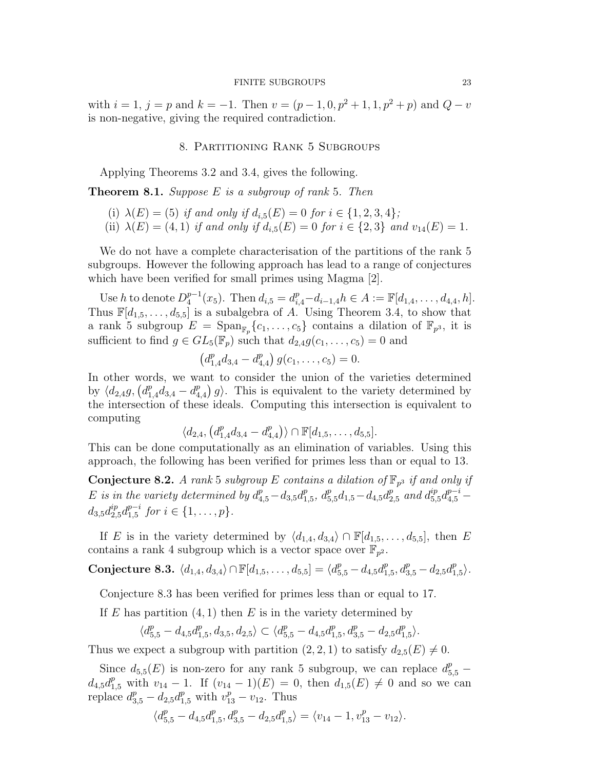with $i = 1$, $j = p$ and $k = -1$. Then $v = (p-1, 0, p^2+1, 1, p^2+p)$ and $Q - v$ is non-negative, giving the required contradiction.

## 8. Partitioning Rank 5 Subgroups

Applying Theorems 3.2 and 3.4, gives the following.

**Theorem 8.1.** *Suppose $E$ is a subgroup of rank 5. Then*

(i) *$\lambda(E) = (5)$ if and only if $d_{i,5}(E) = 0$ for $i \in \{1, 2, 3, 4\}$;*
(ii) *$\lambda(E) = (4, 1)$ if and only if $d_{i,5}(E) = 0$ for $i \in \{2, 3\}$ and $v_{14}(E) = 1$.*

We do not have a complete characterisation of the partitions of the rank 5 subgroups. However the following approach has lead to a range of conjectures which have been verified for small primes using Magma [2].

Use $h$ to denote $D_4^{p-1}(x_5)$. Then $d_{i,5} = d_{i,4}^p - d_{i-1,4}h \in A := \mathbb{F}[d_{1,4}, \ldots, d_{4,4}, h]$. Thus $\mathbb{F}[d_{1,5}, \ldots, d_{5,5}]$ is a subalgebra of $A$. Using Theorem 3.4, to show that a rank 5 subgroup $E = \mathrm{Span}_{\mathbb{F}_p}\{c_1, \ldots, c_5\}$ contains a dilation of $\mathbb{F}_{p^3}$, it is sufficient to find $g \in GL_5(\mathbb{F}_p)$ such that $d_{2,4}g(c_1, \ldots, c_5) = 0$ and

$$\left(d_{1,4}^p d_{3,4} - d_{4,4}^p\right) g(c_1, \ldots, c_5) = 0.$$

In other words, we want to consider the union of the varieties determined by $\langle d_{2,4}g, \left(d_{1,4}^p d_{3,4} - d_{4,4}^p\right) g\rangle$. This is equivalent to the variety determined by the intersection of these ideals. Computing this intersection is equivalent to computing

$$\langle d_{2,4}, \left(d_{1,4}^p d_{3,4} - d_{4,4}^p\right)\rangle \cap \mathbb{F}[d_{1,5}, \ldots, d_{5,5}].$$

This can be done computationally as an elimination of variables. Using this approach, the following has been verified for primes less than or equal to 13.

**Conjecture 8.2.** *A rank 5 subgroup $E$ contains a dilation of $\mathbb{F}_{p^3}$ if and only if $E$ is in the variety determined by $d_{4,5}^p - d_{3,5}d_{1,5}^p$, $d_{5,5}^p d_{1,5} - d_{4,5}d_{2,5}^p$ and $d_{5,5}^{ip}d_{4,5}^{p-i} - d_{3,5}d_{2,5}^{ip}d_{1,5}^{p-i}$ for $i \in \{1, \ldots, p\}$.*

If $E$ is in the variety determined by $\langle d_{1,4}, d_{3,4}\rangle \cap \mathbb{F}[d_{1,5}, \ldots, d_{5,5}]$, then $E$ contains a rank 4 subgroup which is a vector space over $\mathbb{F}_{p^2}$.

**Conjecture 8.3.** $\langle d_{1,4}, d_{3,4}\rangle \cap \mathbb{F}[d_{1,5}, \ldots, d_{5,5}] = \langle d_{5,5}^p - d_{4,5}d_{1,5}^p, d_{3,5}^p - d_{2,5}d_{1,5}^p\rangle$.

Conjecture 8.3 has been verified for primes less than or equal to 17.

If $E$ has partition $(4, 1)$ then $E$ is in the variety determined by

$$\langle d_{5,5}^p - d_{4,5}d_{1,5}^p, d_{3,5}, d_{2,5}\rangle \subset \langle d_{5,5}^p - d_{4,5}d_{1,5}^p, d_{3,5}^p - d_{2,5}d_{1,5}^p\rangle.$$

Thus we expect a subgroup with partition $(2, 2, 1)$ to satisfy $d_{2,5}(E) \neq 0$.

Since $d_{5,5}(E)$ is non-zero for any rank 5 subgroup, we can replace $d_{5,5}^p - d_{4,5}d_{1,5}^p$ with $v_{14} - 1$. If $(v_{14} - 1)(E) = 0$, then $d_{1,5}(E) \neq 0$ and so we can replace $d_{3,5}^p - d_{2,5}d_{1,5}^p$ with $v_{13}^p - v_{12}$. Thus

$$\langle d_{5,5}^p - d_{4,5}d_{1,5}^p, d_{3,5}^p - d_{2,5}d_{1,5}^p\rangle = \langle v_{14} - 1, v_{13}^p - v_{12}\rangle.$$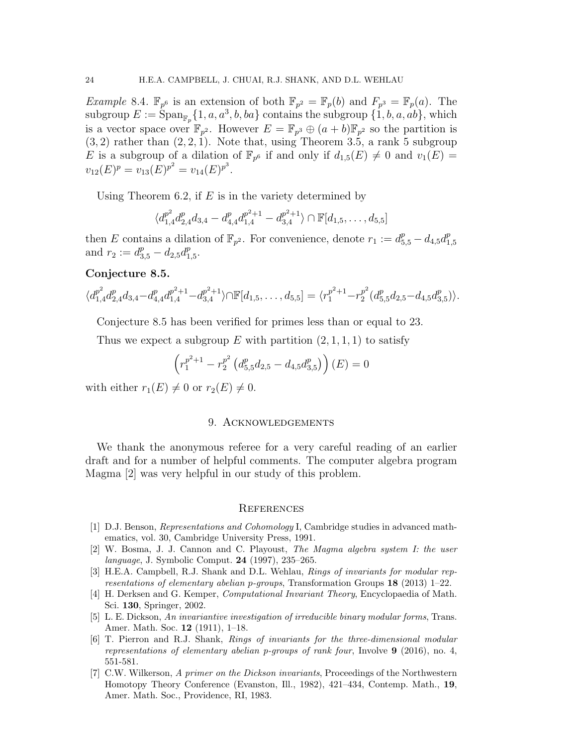*Example* 8.4. $\mathbb{F}_{p^6}$ is an extension of both $\mathbb{F}_{p^2} = \mathbb{F}_p(b)$ and $F_{p^3} = \mathbb{F}_p(a)$. The subgroup $E := \mathrm{Span}_{\mathbb{F}_p}\{1, a, a^3, b, ba\}$ contains the subgroup $\{1, b, a, ab\}$, which is a vector space over $\mathbb{F}_{p^2}$. However $E = \mathbb{F}_{p^3} \oplus (a+b)\mathbb{F}_{p^2}$ so the partition is $(3, 2)$ rather than $(2, 2, 1)$. Note that, using Theorem 3.5, a rank 5 subgroup $E$ is a subgroup of a dilation of $\mathbb{F}_{p^6}$ if and only if $d_{1,5}(E) \neq 0$ and $v_1(E) = v_{12}(E)^p = v_{13}(E)^{p^2} = v_{14}(E)^{p^3}$.

Using Theorem 6.2, if $E$ is in the variety determined by

$$\langle d_{1,4}^{p^2} d_{2,4}^p d_{3,4} - d_{4,4}^p d_{1,4}^{p^2+1} - d_{3,4}^{p^2+1}\rangle \cap \mathbb{F}[d_{1,5}, \ldots, d_{5,5}]$$

then $E$ contains a dilation of $\mathbb{F}_{p^2}$. For convenience, denote $r_1 := d_{5,5}^p - d_{4,5} d_{1,5}^p$ and $r_2 := d_{3,5}^p - d_{2,5} d_{1,5}^p$.

**Conjecture 8.5.**

$$\langle d_{1,4}^{p^2} d_{2,4}^p d_{3,4} - d_{4,4}^p d_{1,4}^{p^2+1} - d_{3,4}^{p^2+1}\rangle \cap \mathbb{F}[d_{1,5}, \ldots, d_{5,5}] = \langle r_1^{p^2+1} - r_2^{p^2}(d_{5,5}^p d_{2,5} - d_{4,5} d_{3,5}^p)\rangle.$$

Conjecture 8.5 has been verified for primes less than or equal to 23.

Thus we expect a subgroup $E$ with partition $(2, 1, 1, 1)$ to satisfy

$$\left(r_1^{p^2+1} - r_2^{p^2}\left(d_{5,5}^p d_{2,5} - d_{4,5} d_{3,5}^p\right)\right)(E) = 0$$

with either $r_1(E) \neq 0$ or $r_2(E) \neq 0$.

## 9. Acknowledgements

We thank the anonymous referee for a very careful reading of an earlier draft and for a number of helpful comments. The computer algebra program Magma [2] was very helpful in our study of this problem.

## References

[1] D.J. Benson, *Representations and Cohomology* I, Cambridge studies in advanced mathematics, vol. 30, Cambridge University Press, 1991.

[2] W. Bosma, J. J. Cannon and C. Playoust, *The Magma algebra system I: the user language*, J. Symbolic Comput. **24** (1997), 235–265.

[3] H.E.A. Campbell, R.J. Shank and D.L. Wehlau, *Rings of invariants for modular representations of elementary abelian p-groups*, Transformation Groups **18** (2013) 1–22.

[4] H. Derksen and G. Kemper, *Computational Invariant Theory*, Encyclopaedia of Math. Sci. **130**, Springer, 2002.

[5] L. E. Dickson, *An invariantive investigation of irreducible binary modular forms*, Trans. Amer. Math. Soc. **12** (1911), 1–18.

[6] T. Pierron and R.J. Shank, *Rings of invariants for the three-dimensional modular representations of elementary abelian p-groups of rank four*, Involve **9** (2016), no. 4, 551-581.

[7] C.W. Wilkerson, *A primer on the Dickson invariants*, Proceedings of the Northwestern Homotopy Theory Conference (Evanston, Ill., 1982), 421–434, Contemp. Math., **19**, Amer. Math. Soc., Providence, RI, 1983.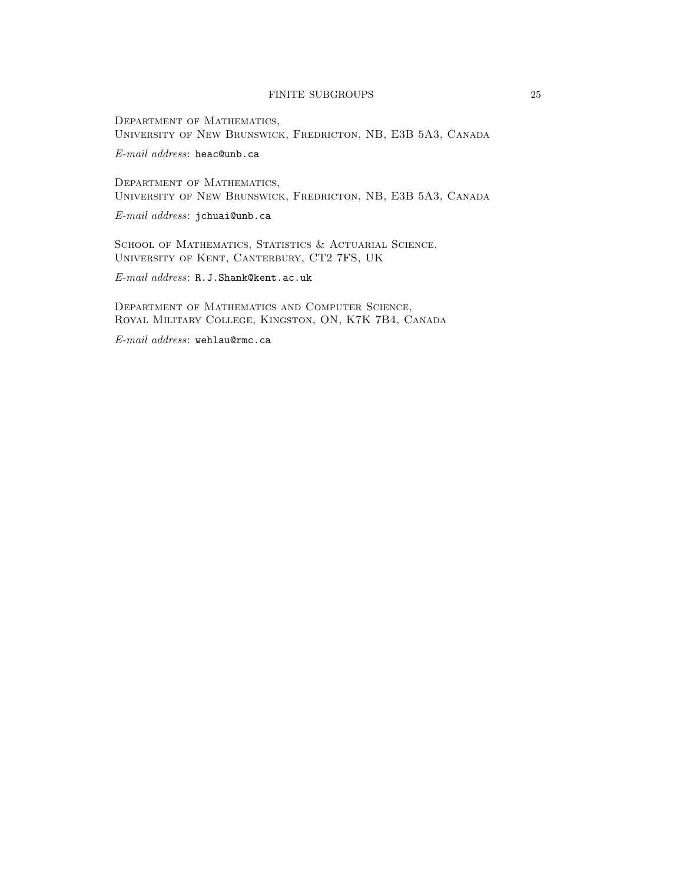Department of Mathematics,
University of New Brunswick, Fredricton, NB, E3B 5A3, Canada

*E-mail address*: heac@unb.ca

Department of Mathematics,
University of New Brunswick, Fredricton, NB, E3B 5A3, Canada

*E-mail address*: jchuai@unb.ca

School of Mathematics, Statistics & Actuarial Science,
University of Kent, Canterbury, CT2 7FS, UK

*E-mail address*: R.J.Shank@kent.ac.uk

Department of Mathematics and Computer Science,
Royal Military College, Kingston, ON, K7K 7B4, Canada

*E-mail address*: wehlau@rmc.ca